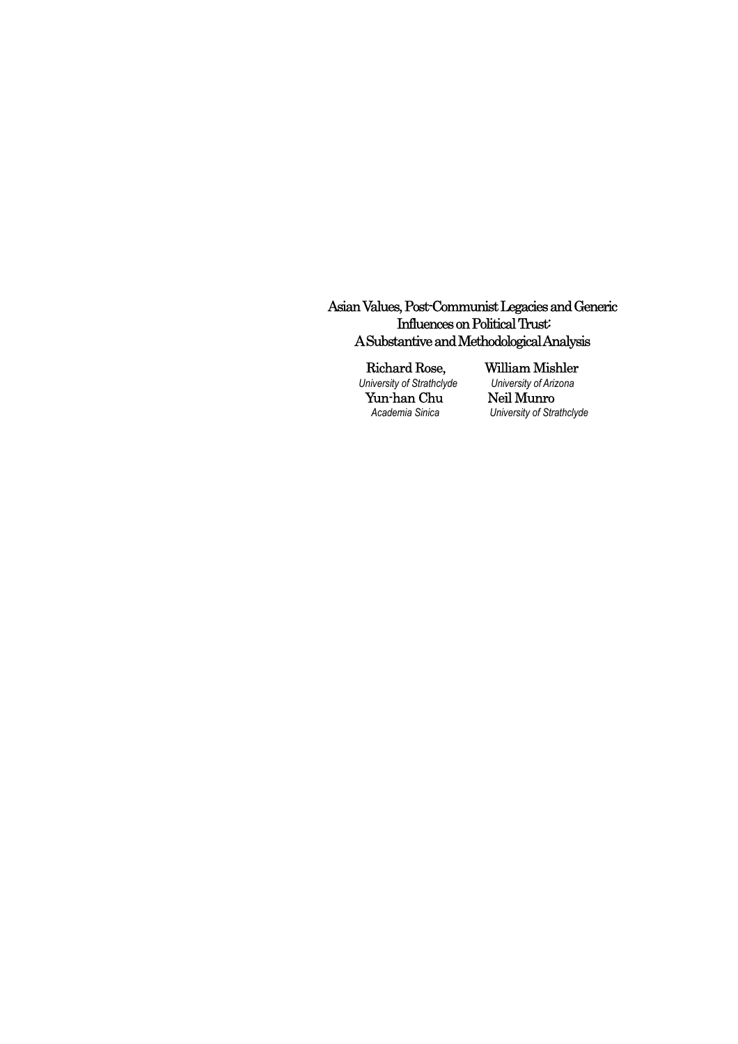# Asian Values, Post-Communist Legacies and Generic Influences on Political Trust: A Substantive and Methodological Analysis

Richard Rose,
*University of Strathclyde*

William Mishler
*University of Arizona*

Yun-han Chu
*Academia Sinica*

Neil Munro
*University of Strathclyde*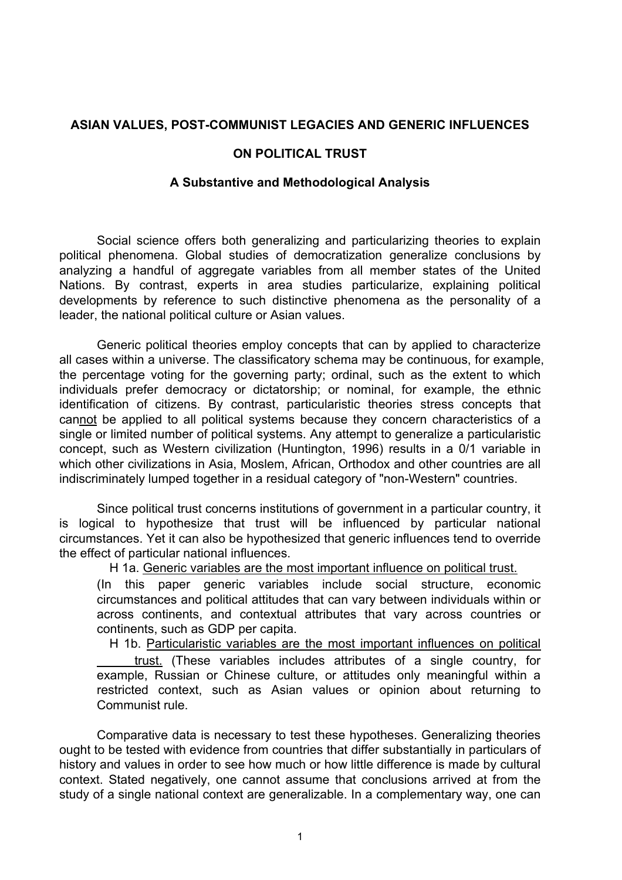**ASIAN VALUES, POST-COMMUNIST LEGACIES AND GENERIC INFLUENCES**

**ON POLITICAL TRUST**

**A Substantive and Methodological Analysis**

Social science offers both generalizing and particularizing theories to explain political phenomena. Global studies of democratization generalize conclusions by analyzing a handful of aggregate variables from all member states of the United Nations. By contrast, experts in area studies particularize, explaining political developments by reference to such distinctive phenomena as the personality of a leader, the national political culture or Asian values.

Generic political theories employ concepts that can by applied to characterize all cases within a universe. The classificatory schema may be continuous, for example, the percentage voting for the governing party; ordinal, such as the extent to which individuals prefer democracy or dictatorship; or nominal, for example, the ethnic identification of citizens. By contrast, particularistic theories stress concepts that can<u>not</u> be applied to all political systems because they concern characteristics of a single or limited number of political systems. Any attempt to generalize a particularistic concept, such as Western civilization (Huntington, 1996) results in a 0/1 variable in which other civilizations in Asia, Moslem, African, Orthodox and other countries are all indiscriminately lumped together in a residual category of "non-Western" countries.

Since political trust concerns institutions of government in a particular country, it is logical to hypothesize that trust will be influenced by particular national circumstances. Yet it can also be hypothesized that generic influences tend to override the effect of particular national influences.

H 1a. <u>Generic variables are the most important influence on political trust.</u>
(In this paper generic variables include social structure, economic circumstances and political attitudes that can vary between individuals within or across continents, and contextual attributes that vary across countries or continents, such as GDP per capita.

H 1b. <u>Particularistic variables are the most important influences on political trust.</u> (These variables includes attributes of a single country, for example, Russian or Chinese culture, or attitudes only meaningful within a restricted context, such as Asian values or opinion about returning to Communist rule.

Comparative data is necessary to test these hypotheses. Generalizing theories ought to be tested with evidence from countries that differ substantially in particulars of history and values in order to see how much or how little difference is made by cultural context. Stated negatively, one cannot assume that conclusions arrived at from the study of a single national context are generalizable. In a complementary way, one can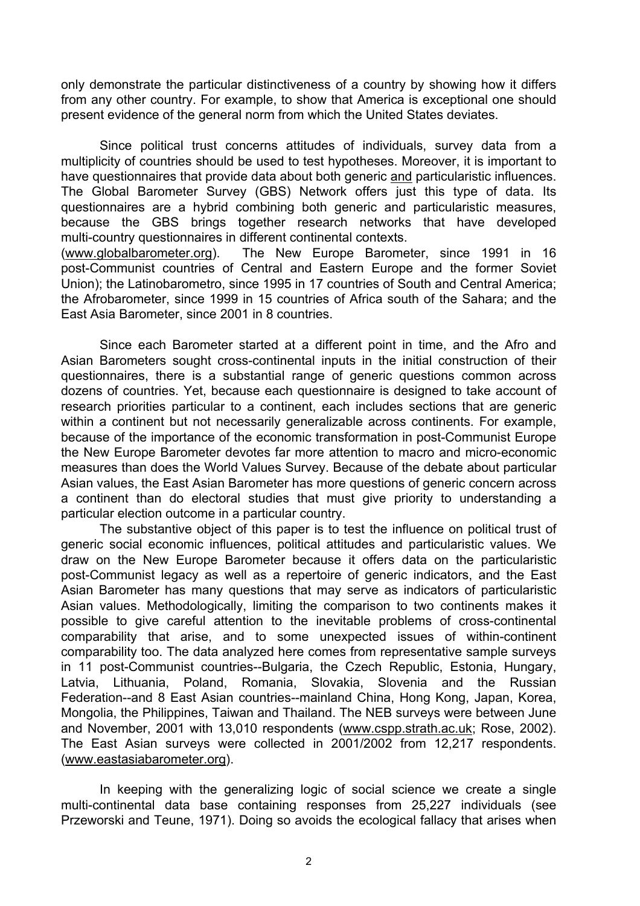only demonstrate the particular distinctiveness of a country by showing how it differs from any other country. For example, to show that America is exceptional one should present evidence of the general norm from which the United States deviates.

Since political trust concerns attitudes of individuals, survey data from a multiplicity of countries should be used to test hypotheses. Moreover, it is important to have questionnaires that provide data about both generic and particularistic influences. The Global Barometer Survey (GBS) Network offers just this type of data. Its questionnaires are a hybrid combining both generic and particularistic measures, because the GBS brings together research networks that have developed multi-country questionnaires in different continental contexts. (www.globalbarometer.org). The New Europe Barometer, since 1991 in 16 post-Communist countries of Central and Eastern Europe and the former Soviet Union); the Latinobarometro, since 1995 in 17 countries of South and Central America; the Afrobarometer, since 1999 in 15 countries of Africa south of the Sahara; and the East Asia Barometer, since 2001 in 8 countries.

Since each Barometer started at a different point in time, and the Afro and Asian Barometers sought cross-continental inputs in the initial construction of their questionnaires, there is a substantial range of generic questions common across dozens of countries. Yet, because each questionnaire is designed to take account of research priorities particular to a continent, each includes sections that are generic within a continent but not necessarily generalizable across continents. For example, because of the importance of the economic transformation in post-Communist Europe the New Europe Barometer devotes far more attention to macro and micro-economic measures than does the World Values Survey. Because of the debate about particular Asian values, the East Asian Barometer has more questions of generic concern across a continent than do electoral studies that must give priority to understanding a particular election outcome in a particular country.

The substantive object of this paper is to test the influence on political trust of generic social economic influences, political attitudes and particularistic values. We draw on the New Europe Barometer because it offers data on the particularistic post-Communist legacy as well as a repertoire of generic indicators, and the East Asian Barometer has many questions that may serve as indicators of particularistic Asian values. Methodologically, limiting the comparison to two continents makes it possible to give careful attention to the inevitable problems of cross-continental comparability that arise, and to some unexpected issues of within-continent comparability too. The data analyzed here comes from representative sample surveys in 11 post-Communist countries--Bulgaria, the Czech Republic, Estonia, Hungary, Latvia, Lithuania, Poland, Romania, Slovakia, Slovenia and the Russian Federation--and 8 East Asian countries--mainland China, Hong Kong, Japan, Korea, Mongolia, the Philippines, Taiwan and Thailand. The NEB surveys were between June and November, 2001 with 13,010 respondents (www.cspp.strath.ac.uk; Rose, 2002). The East Asian surveys were collected in 2001/2002 from 12,217 respondents. (www.eastasiabarometer.org).

In keeping with the generalizing logic of social science we create a single multi-continental data base containing responses from 25,227 individuals (see Przeworski and Teune, 1971). Doing so avoids the ecological fallacy that arises when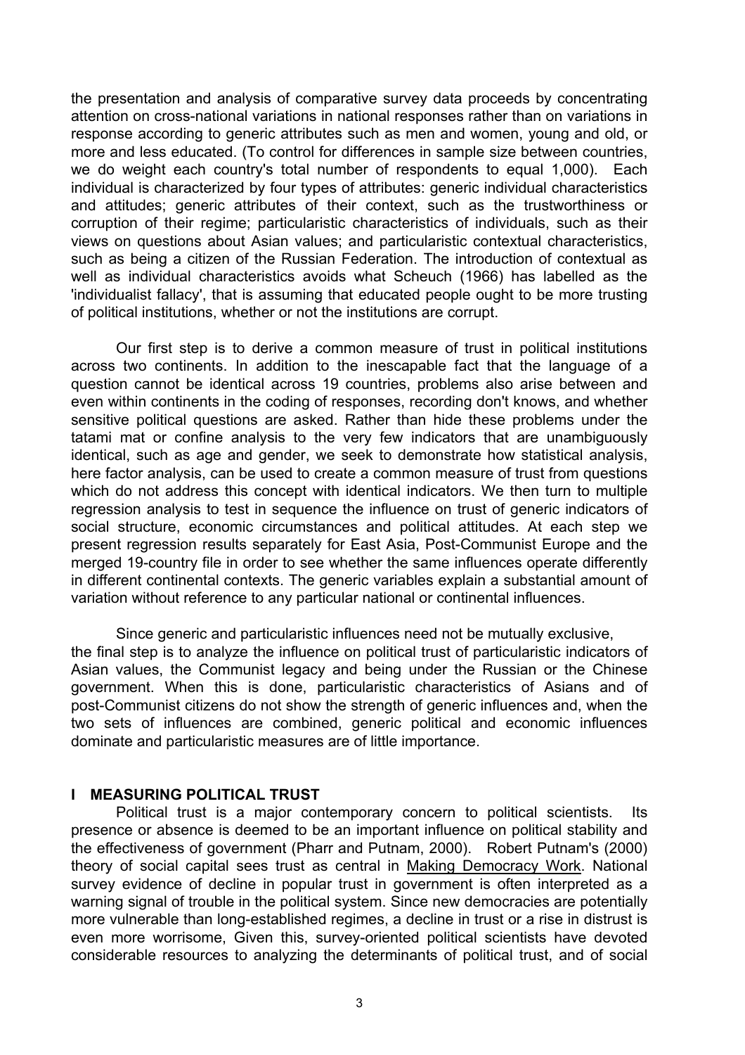the presentation and analysis of comparative survey data proceeds by concentrating attention on cross-national variations in national responses rather than on variations in response according to generic attributes such as men and women, young and old, or more and less educated. (To control for differences in sample size between countries, we do weight each country's total number of respondents to equal 1,000). Each individual is characterized by four types of attributes: generic individual characteristics and attitudes; generic attributes of their context, such as the trustworthiness or corruption of their regime; particularistic characteristics of individuals, such as their views on questions about Asian values; and particularistic contextual characteristics, such as being a citizen of the Russian Federation. The introduction of contextual as well as individual characteristics avoids what Scheuch (1966) has labelled as the 'individualist fallacy', that is assuming that educated people ought to be more trusting of political institutions, whether or not the institutions are corrupt.

Our first step is to derive a common measure of trust in political institutions across two continents. In addition to the inescapable fact that the language of a question cannot be identical across 19 countries, problems also arise between and even within continents in the coding of responses, recording don't knows, and whether sensitive political questions are asked. Rather than hide these problems under the tatami mat or confine analysis to the very few indicators that are unambiguously identical, such as age and gender, we seek to demonstrate how statistical analysis, here factor analysis, can be used to create a common measure of trust from questions which do not address this concept with identical indicators. We then turn to multiple regression analysis to test in sequence the influence on trust of generic indicators of social structure, economic circumstances and political attitudes. At each step we present regression results separately for East Asia, Post-Communist Europe and the merged 19-country file in order to see whether the same influences operate differently in different continental contexts. The generic variables explain a substantial amount of variation without reference to any particular national or continental influences.

Since generic and particularistic influences need not be mutually exclusive, the final step is to analyze the influence on political trust of particularistic indicators of Asian values, the Communist legacy and being under the Russian or the Chinese government. When this is done, particularistic characteristics of Asians and of post-Communist citizens do not show the strength of generic influences and, when the two sets of influences are combined, generic political and economic influences dominate and particularistic measures are of little importance.

## I MEASURING POLITICAL TRUST

Political trust is a major contemporary concern to political scientists. Its presence or absence is deemed to be an important influence on political stability and the effectiveness of government (Pharr and Putnam, 2000). Robert Putnam's (2000) theory of social capital sees trust as central in Making Democracy Work. National survey evidence of decline in popular trust in government is often interpreted as a warning signal of trouble in the political system. Since new democracies are potentially more vulnerable than long-established regimes, a decline in trust or a rise in distrust is even more worrisome, Given this, survey-oriented political scientists have devoted considerable resources to analyzing the determinants of political trust, and of social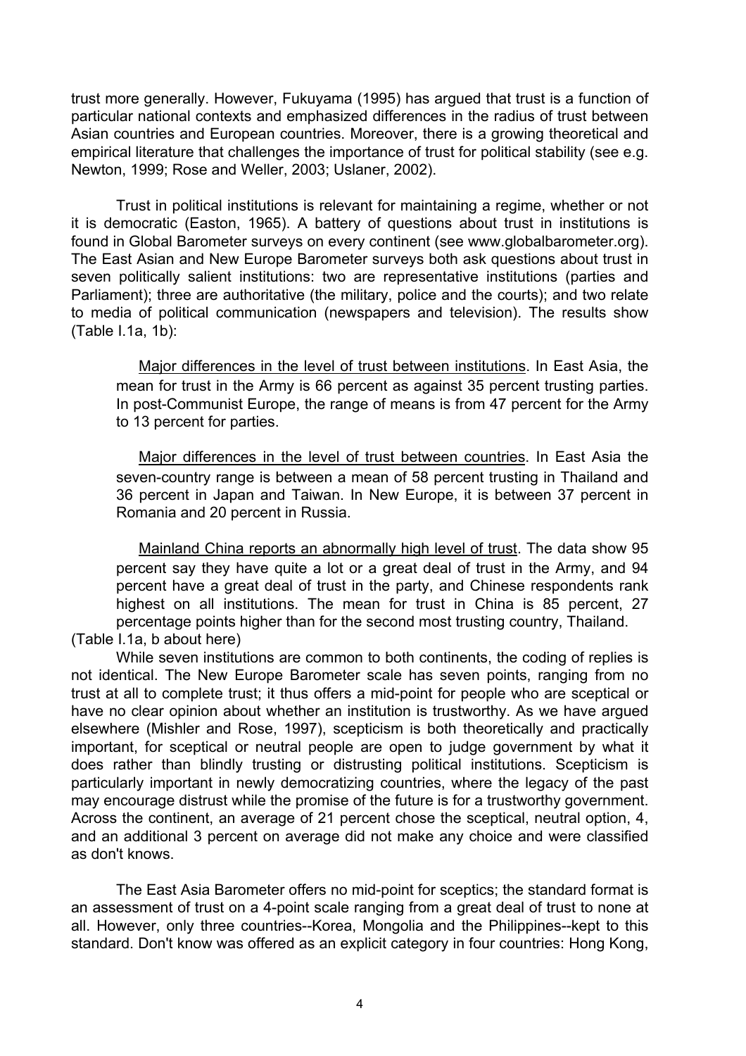trust more generally. However, Fukuyama (1995) has argued that trust is a function of particular national contexts and emphasized differences in the radius of trust between Asian countries and European countries. Moreover, there is a growing theoretical and empirical literature that challenges the importance of trust for political stability (see e.g. Newton, 1999; Rose and Weller, 2003; Uslaner, 2002).

Trust in political institutions is relevant for maintaining a regime, whether or not it is democratic (Easton, 1965). A battery of questions about trust in institutions is found in Global Barometer surveys on every continent (see www.globalbarometer.org). The East Asian and New Europe Barometer surveys both ask questions about trust in seven politically salient institutions: two are representative institutions (parties and Parliament); three are authoritative (the military, police and the courts); and two relate to media of political communication (newspapers and television). The results show (Table I.1a, 1b):

> Major differences in the level of trust between institutions. In East Asia, the mean for trust in the Army is 66 percent as against 35 percent trusting parties. In post-Communist Europe, the range of means is from 47 percent for the Army to 13 percent for parties.
>
> Major differences in the level of trust between countries. In East Asia the seven-country range is between a mean of 58 percent trusting in Thailand and 36 percent in Japan and Taiwan. In New Europe, it is between 37 percent in Romania and 20 percent in Russia.
>
> Mainland China reports an abnormally high level of trust. The data show 95 percent say they have quite a lot or a great deal of trust in the Army, and 94 percent have a great deal of trust in the party, and Chinese respondents rank highest on all institutions. The mean for trust in China is 85 percent, 27 percentage points higher than for the second most trusting country, Thailand.

(Table I.1a, b about here)

While seven institutions are common to both continents, the coding of replies is not identical. The New Europe Barometer scale has seven points, ranging from no trust at all to complete trust; it thus offers a mid-point for people who are sceptical or have no clear opinion about whether an institution is trustworthy. As we have argued elsewhere (Mishler and Rose, 1997), scepticism is both theoretically and practically important, for sceptical or neutral people are open to judge government by what it does rather than blindly trusting or distrusting political institutions. Scepticism is particularly important in newly democratizing countries, where the legacy of the past may encourage distrust while the promise of the future is for a trustworthy government. Across the continent, an average of 21 percent chose the sceptical, neutral option, 4, and an additional 3 percent on average did not make any choice and were classified as don't knows.

The East Asia Barometer offers no mid-point for sceptics; the standard format is an assessment of trust on a 4-point scale ranging from a great deal of trust to none at all. However, only three countries--Korea, Mongolia and the Philippines--kept to this standard. Don't know was offered as an explicit category in four countries: Hong Kong,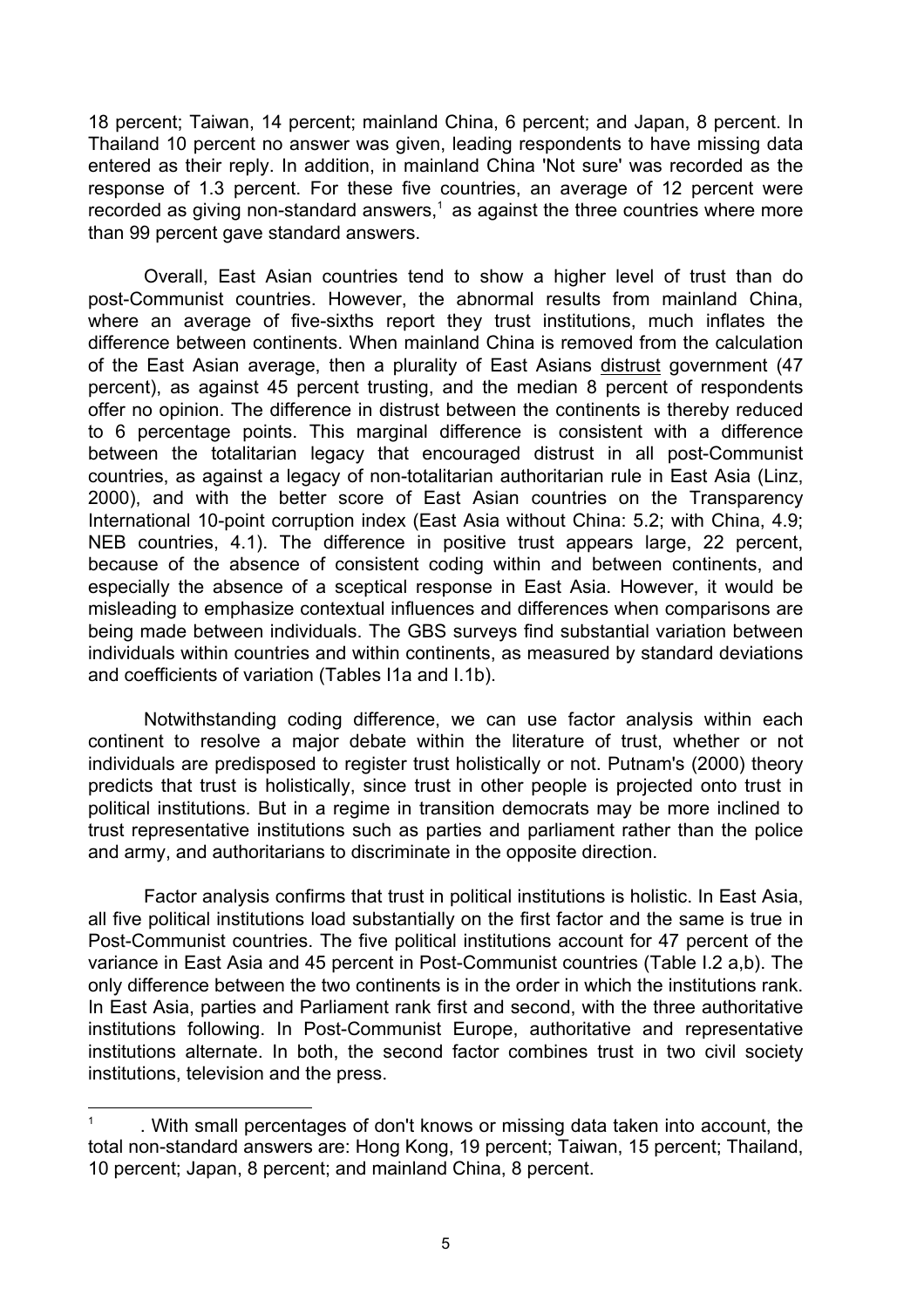18 percent; Taiwan, 14 percent; mainland China, 6 percent; and Japan, 8 percent. In Thailand 10 percent no answer was given, leading respondents to have missing data entered as their reply. In addition, in mainland China 'Not sure' was recorded as the response of 1.3 percent. For these five countries, an average of 12 percent were recorded as giving non-standard answers,[1] as against the three countries where more than 99 percent gave standard answers.

Overall, East Asian countries tend to show a higher level of trust than do post-Communist countries. However, the abnormal results from mainland China, where an average of five-sixths report they trust institutions, much inflates the difference between continents. When mainland China is removed from the calculation of the East Asian average, then a plurality of East Asians distrust government (47 percent), as against 45 percent trusting, and the median 8 percent of respondents offer no opinion. The difference in distrust between the continents is thereby reduced to 6 percentage points. This marginal difference is consistent with a difference between the totalitarian legacy that encouraged distrust in all post-Communist countries, as against a legacy of non-totalitarian authoritarian rule in East Asia (Linz, 2000), and with the better score of East Asian countries on the Transparency International 10-point corruption index (East Asia without China: 5.2; with China, 4.9; NEB countries, 4.1). The difference in positive trust appears large, 22 percent, because of the absence of consistent coding within and between continents, and especially the absence of a sceptical response in East Asia. However, it would be misleading to emphasize contextual influences and differences when comparisons are being made between individuals. The GBS surveys find substantial variation between individuals within countries and within continents, as measured by standard deviations and coefficients of variation (Tables I1a and I.1b).

Notwithstanding coding difference, we can use factor analysis within each continent to resolve a major debate within the literature of trust, whether or not individuals are predisposed to register trust holistically or not. Putnam's (2000) theory predicts that trust is holistically, since trust in other people is projected onto trust in political institutions. But in a regime in transition democrats may be more inclined to trust representative institutions such as parties and parliament rather than the police and army, and authoritarians to discriminate in the opposite direction.

Factor analysis confirms that trust in political institutions is holistic. In East Asia, all five political institutions load substantially on the first factor and the same is true in Post-Communist countries. The five political institutions account for 47 percent of the variance in East Asia and 45 percent in Post-Communist countries (Table I.2 a,b). The only difference between the two continents is in the order in which the institutions rank. In East Asia, parties and Parliament rank first and second, with the three authoritative institutions following. In Post-Communist Europe, authoritative and representative institutions alternate. In both, the second factor combines trust in two civil society institutions, television and the press.

---

[1] . With small percentages of don't knows or missing data taken into account, the total non-standard answers are: Hong Kong, 19 percent; Taiwan, 15 percent; Thailand, 10 percent; Japan, 8 percent; and mainland China, 8 percent.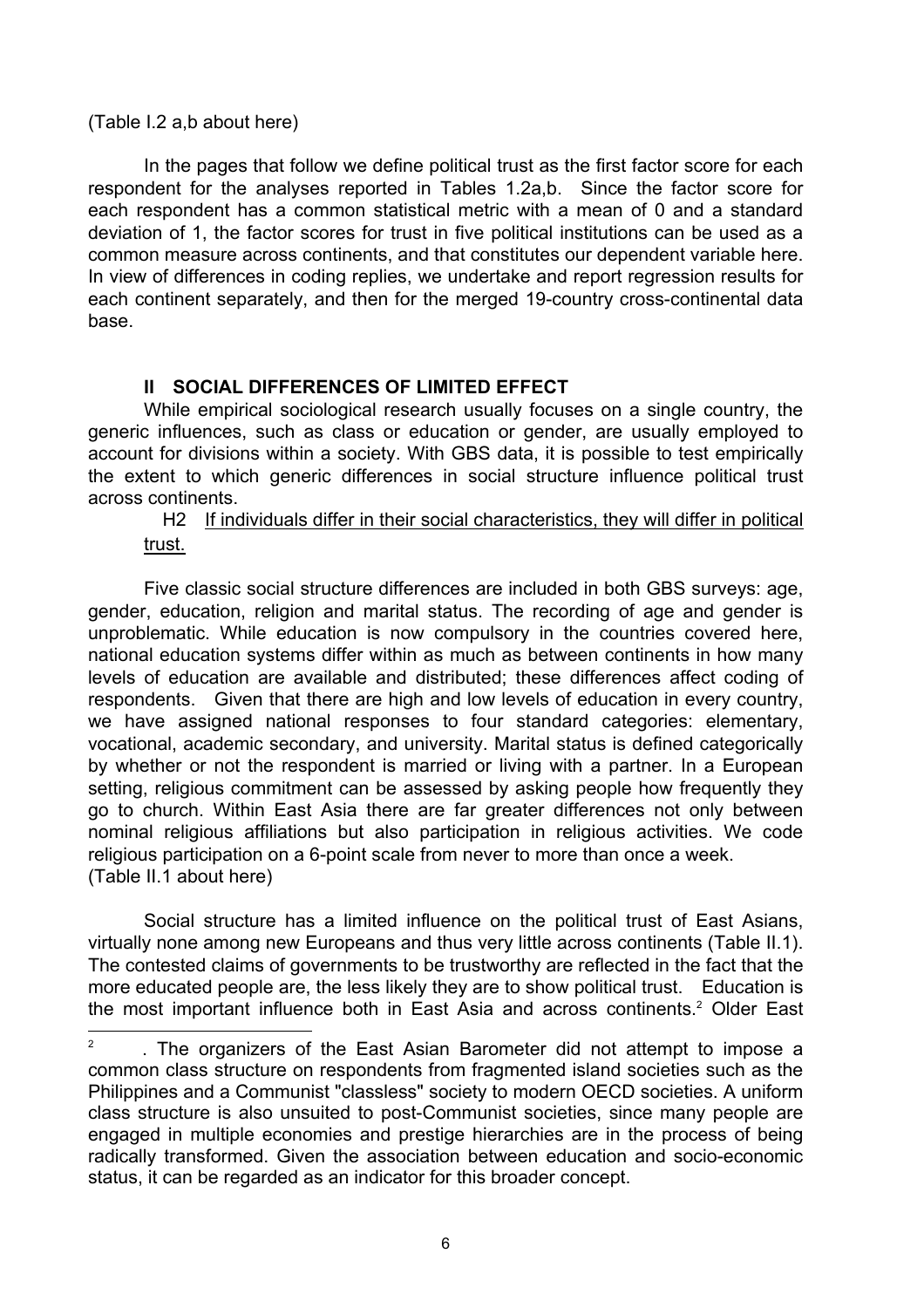(Table I.2 a,b about here)

In the pages that follow we define political trust as the first factor score for each respondent for the analyses reported in Tables 1.2a,b. Since the factor score for each respondent has a common statistical metric with a mean of 0 and a standard deviation of 1, the factor scores for trust in five political institutions can be used as a common measure across continents, and that constitutes our dependent variable here. In view of differences in coding replies, we undertake and report regression results for each continent separately, and then for the merged 19-country cross-continental data base.

## II SOCIAL DIFFERENCES OF LIMITED EFFECT

While empirical sociological research usually focuses on a single country, the generic influences, such as class or education or gender, are usually employed to account for divisions within a society. With GBS data, it is possible to test empirically the extent to which generic differences in social structure influence political trust across continents.

H2 <u>If individuals differ in their social characteristics, they will differ in political trust.</u>

Five classic social structure differences are included in both GBS surveys: age, gender, education, religion and marital status. The recording of age and gender is unproblematic. While education is now compulsory in the countries covered here, national education systems differ within as much as between continents in how many levels of education are available and distributed; these differences affect coding of respondents. Given that there are high and low levels of education in every country, we have assigned national responses to four standard categories: elementary, vocational, academic secondary, and university. Marital status is defined categorically by whether or not the respondent is married or living with a partner. In a European setting, religious commitment can be assessed by asking people how frequently they go to church. Within East Asia there are far greater differences not only between nominal religious affiliations but also participation in religious activities. We code religious participation on a 6-point scale from never to more than once a week.
(Table II.1 about here)

Social structure has a limited influence on the political trust of East Asians, virtually none among new Europeans and thus very little across continents (Table II.1). The contested claims of governments to be trustworthy are reflected in the fact that the more educated people are, the less likely they are to show political trust. Education is the most important influence both in East Asia and across continents.[2] Older East

[2] . The organizers of the East Asian Barometer did not attempt to impose a common class structure on respondents from fragmented island societies such as the Philippines and a Communist "classless" society to modern OECD societies. A uniform class structure is also unsuited to post-Communist societies, since many people are engaged in multiple economies and prestige hierarchies are in the process of being radically transformed. Given the association between education and socio-economic status, it can be regarded as an indicator for this broader concept.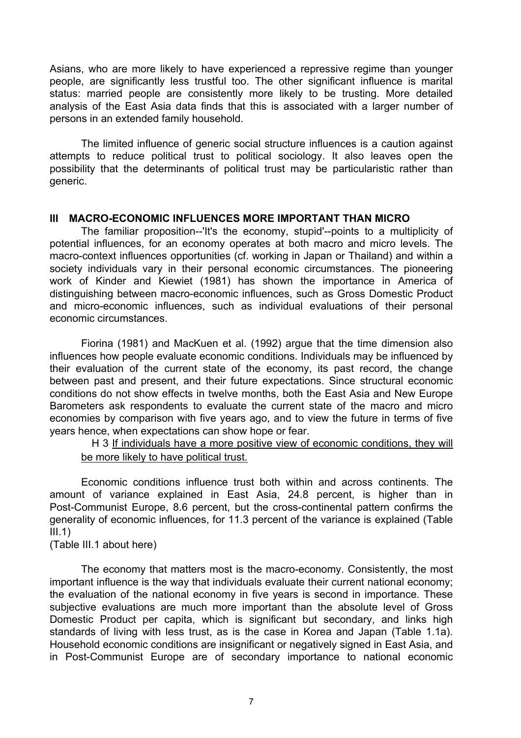Asians, who are more likely to have experienced a repressive regime than younger people, are significantly less trustful too. The other significant influence is marital status: married people are consistently more likely to be trusting. More detailed analysis of the East Asia data finds that this is associated with a larger number of persons in an extended family household.

The limited influence of generic social structure influences is a caution against attempts to reduce political trust to political sociology. It also leaves open the possibility that the determinants of political trust may be particularistic rather than generic.

## III MACRO-ECONOMIC INFLUENCES MORE IMPORTANT THAN MICRO

The familiar proposition--'It's the economy, stupid'--points to a multiplicity of potential influences, for an economy operates at both macro and micro levels. The macro-context influences opportunities (cf. working in Japan or Thailand) and within a society individuals vary in their personal economic circumstances. The pioneering work of Kinder and Kiewiet (1981) has shown the importance in America of distinguishing between macro-economic influences, such as Gross Domestic Product and micro-economic influences, such as individual evaluations of their personal economic circumstances.

Fiorina (1981) and MacKuen et al. (1992) argue that the time dimension also influences how people evaluate economic conditions. Individuals may be influenced by their evaluation of the current state of the economy, its past record, the change between past and present, and their future expectations. Since structural economic conditions do not show effects in twelve months, both the East Asia and New Europe Barometers ask respondents to evaluate the current state of the macro and micro economies by comparison with five years ago, and to view the future in terms of five years hence, when expectations can show hope or fear.

H 3 <u>If individuals have a more positive view of economic conditions, they will be more likely to have political trust.</u>

Economic conditions influence trust both within and across continents. The amount of variance explained in East Asia, 24.8 percent, is higher than in Post-Communist Europe, 8.6 percent, but the cross-continental pattern confirms the generality of economic influences, for 11.3 percent of the variance is explained (Table III.1)

(Table III.1 about here)

The economy that matters most is the macro-economy. Consistently, the most important influence is the way that individuals evaluate their current national economy; the evaluation of the national economy in five years is second in importance. These subjective evaluations are much more important than the absolute level of Gross Domestic Product per capita, which is significant but secondary, and links high standards of living with less trust, as is the case in Korea and Japan (Table 1.1a). Household economic conditions are insignificant or negatively signed in East Asia, and in Post-Communist Europe are of secondary importance to national economic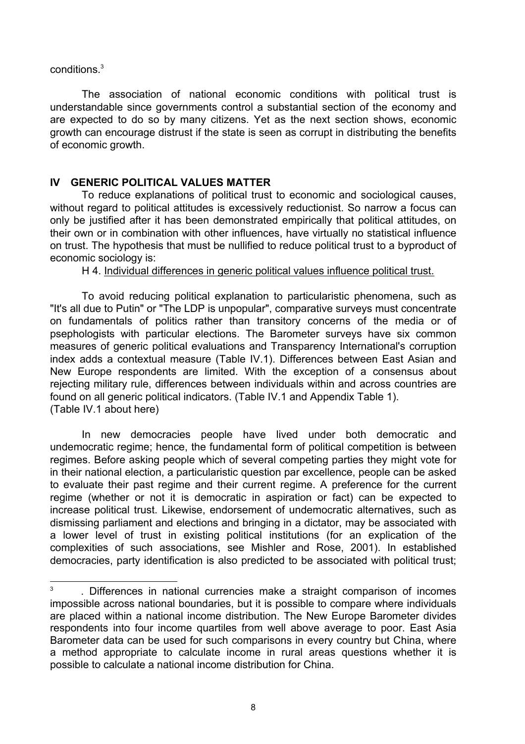conditions.[3]

The association of national economic conditions with political trust is understandable since governments control a substantial section of the economy and are expected to do so by many citizens. Yet as the next section shows, economic growth can encourage distrust if the state is seen as corrupt in distributing the benefits of economic growth.

## IV GENERIC POLITICAL VALUES MATTER

To reduce explanations of political trust to economic and sociological causes, without regard to political attitudes is excessively reductionist. So narrow a focus can only be justified after it has been demonstrated empirically that political attitudes, on their own or in combination with other influences, have virtually no statistical influence on trust. The hypothesis that must be nullified to reduce political trust to a byproduct of economic sociology is:

H 4. Individual differences in generic political values influence political trust.

To avoid reducing political explanation to particularistic phenomena, such as "It's all due to Putin" or "The LDP is unpopular", comparative surveys must concentrate on fundamentals of politics rather than transitory concerns of the media or of psephologists with particular elections. The Barometer surveys have six common measures of generic political evaluations and Transparency International's corruption index adds a contextual measure (Table IV.1). Differences between East Asian and New Europe respondents are limited. With the exception of a consensus about rejecting military rule, differences between individuals within and across countries are found on all generic political indicators. (Table IV.1 and Appendix Table 1).
(Table IV.1 about here)

In new democracies people have lived under both democratic and undemocratic regime; hence, the fundamental form of political competition is between regimes. Before asking people which of several competing parties they might vote for in their national election, a particularistic question par excellence, people can be asked to evaluate their past regime and their current regime. A preference for the current regime (whether or not it is democratic in aspiration or fact) can be expected to increase political trust. Likewise, endorsement of undemocratic alternatives, such as dismissing parliament and elections and bringing in a dictator, may be associated with a lower level of trust in existing political institutions (for an explication of the complexities of such associations, see Mishler and Rose, 2001). In established democracies, party identification is also predicted to be associated with political trust;

---

[3] . Differences in national currencies make a straight comparison of incomes impossible across national boundaries, but it is possible to compare where individuals are placed within a national income distribution. The New Europe Barometer divides respondents into four income quartiles from well above average to poor. East Asia Barometer data can be used for such comparisons in every country but China, where a method appropriate to calculate income in rural areas questions whether it is possible to calculate a national income distribution for China.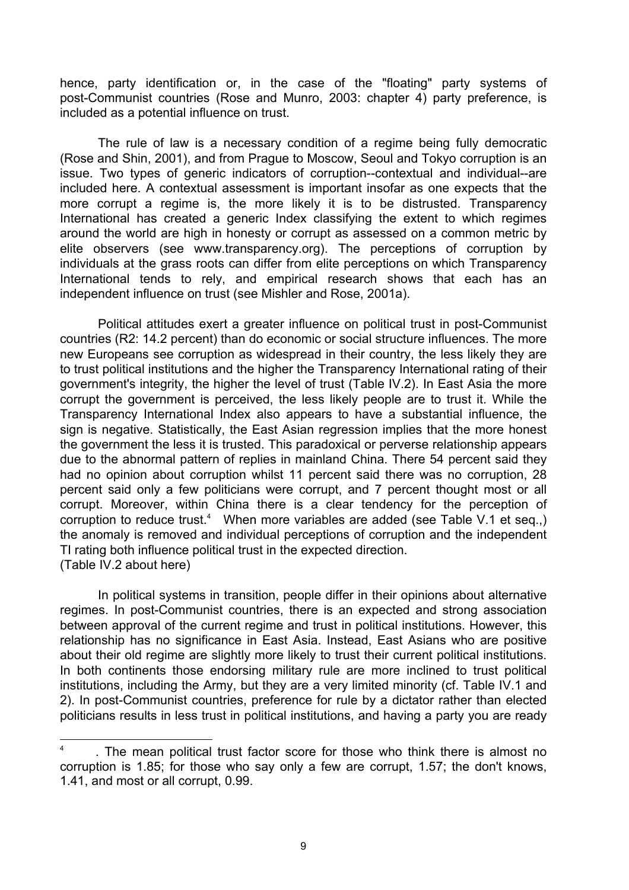hence, party identification or, in the case of the "floating" party systems of post-Communist countries (Rose and Munro, 2003: chapter 4) party preference, is included as a potential influence on trust.

The rule of law is a necessary condition of a regime being fully democratic (Rose and Shin, 2001), and from Prague to Moscow, Seoul and Tokyo corruption is an issue. Two types of generic indicators of corruption--contextual and individual--are included here. A contextual assessment is important insofar as one expects that the more corrupt a regime is, the more likely it is to be distrusted. Transparency International has created a generic Index classifying the extent to which regimes around the world are high in honesty or corrupt as assessed on a common metric by elite observers (see www.transparency.org). The perceptions of corruption by individuals at the grass roots can differ from elite perceptions on which Transparency International tends to rely, and empirical research shows that each has an independent influence on trust (see Mishler and Rose, 2001a).

Political attitudes exert a greater influence on political trust in post-Communist countries (R2: 14.2 percent) than do economic or social structure influences. The more new Europeans see corruption as widespread in their country, the less likely they are to trust political institutions and the higher the Transparency International rating of their government's integrity, the higher the level of trust (Table IV.2). In East Asia the more corrupt the government is perceived, the less likely people are to trust it. While the Transparency International Index also appears to have a substantial influence, the sign is negative. Statistically, the East Asian regression implies that the more honest the government the less it is trusted. This paradoxical or perverse relationship appears due to the abnormal pattern of replies in mainland China. There 54 percent said they had no opinion about corruption whilst 11 percent said there was no corruption, 28 percent said only a few politicians were corrupt, and 7 percent thought most or all corrupt. Moreover, within China there is a clear tendency for the perception of corruption to reduce trust.[4] When more variables are added (see Table V.1 et seq.,) the anomaly is removed and individual perceptions of corruption and the independent TI rating both influence political trust in the expected direction.

(Table IV.2 about here)

In political systems in transition, people differ in their opinions about alternative regimes. In post-Communist countries, there is an expected and strong association between approval of the current regime and trust in political institutions. However, this relationship has no significance in East Asia. Instead, East Asians who are positive about their old regime are slightly more likely to trust their current political institutions. In both continents those endorsing military rule are more inclined to trust political institutions, including the Army, but they are a very limited minority (cf. Table IV.1 and 2). In post-Communist countries, preference for rule by a dictator rather than elected politicians results in less trust in political institutions, and having a party you are ready

---

[4] . The mean political trust factor score for those who think there is almost no corruption is 1.85; for those who say only a few are corrupt, 1.57; the don't knows, 1.41, and most or all corrupt, 0.99.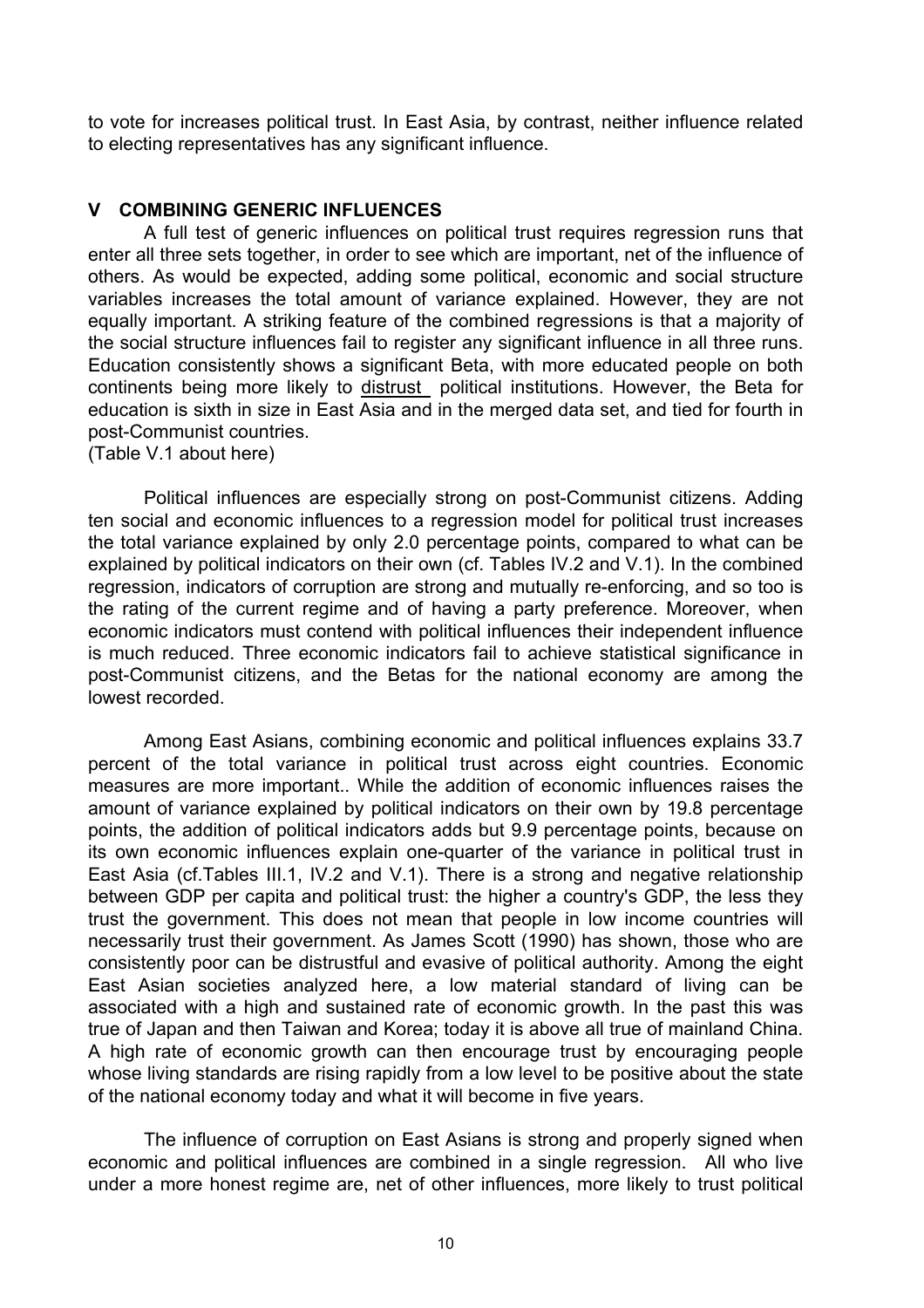to vote for increases political trust. In East Asia, by contrast, neither influence related to electing representatives has any significant influence.

## V COMBINING GENERIC INFLUENCES

A full test of generic influences on political trust requires regression runs that enter all three sets together, in order to see which are important, net of the influence of others. As would be expected, adding some political, economic and social structure variables increases the total amount of variance explained. However, they are not equally important. A striking feature of the combined regressions is that a majority of the social structure influences fail to register any significant influence in all three runs. Education consistently shows a significant Beta, with more educated people on both continents being more likely to distrust political institutions. However, the Beta for education is sixth in size in East Asia and in the merged data set, and tied for fourth in post-Communist countries.

(Table V.1 about here)

Political influences are especially strong on post-Communist citizens. Adding ten social and economic influences to a regression model for political trust increases the total variance explained by only 2.0 percentage points, compared to what can be explained by political indicators on their own (cf. Tables IV.2 and V.1). In the combined regression, indicators of corruption are strong and mutually re-enforcing, and so too is the rating of the current regime and of having a party preference. Moreover, when economic indicators must contend with political influences their independent influence is much reduced. Three economic indicators fail to achieve statistical significance in post-Communist citizens, and the Betas for the national economy are among the lowest recorded.

Among East Asians, combining economic and political influences explains 33.7 percent of the total variance in political trust across eight countries. Economic measures are more important.. While the addition of economic influences raises the amount of variance explained by political indicators on their own by 19.8 percentage points, the addition of political indicators adds but 9.9 percentage points, because on its own economic influences explain one-quarter of the variance in political trust in East Asia (cf.Tables III.1, IV.2 and V.1). There is a strong and negative relationship between GDP per capita and political trust: the higher a country's GDP, the less they trust the government. This does not mean that people in low income countries will necessarily trust their government. As James Scott (1990) has shown, those who are consistently poor can be distrustful and evasive of political authority. Among the eight East Asian societies analyzed here, a low material standard of living can be associated with a high and sustained rate of economic growth. In the past this was true of Japan and then Taiwan and Korea; today it is above all true of mainland China. A high rate of economic growth can then encourage trust by encouraging people whose living standards are rising rapidly from a low level to be positive about the state of the national economy today and what it will become in five years.

The influence of corruption on East Asians is strong and properly signed when economic and political influences are combined in a single regression. All who live under a more honest regime are, net of other influences, more likely to trust political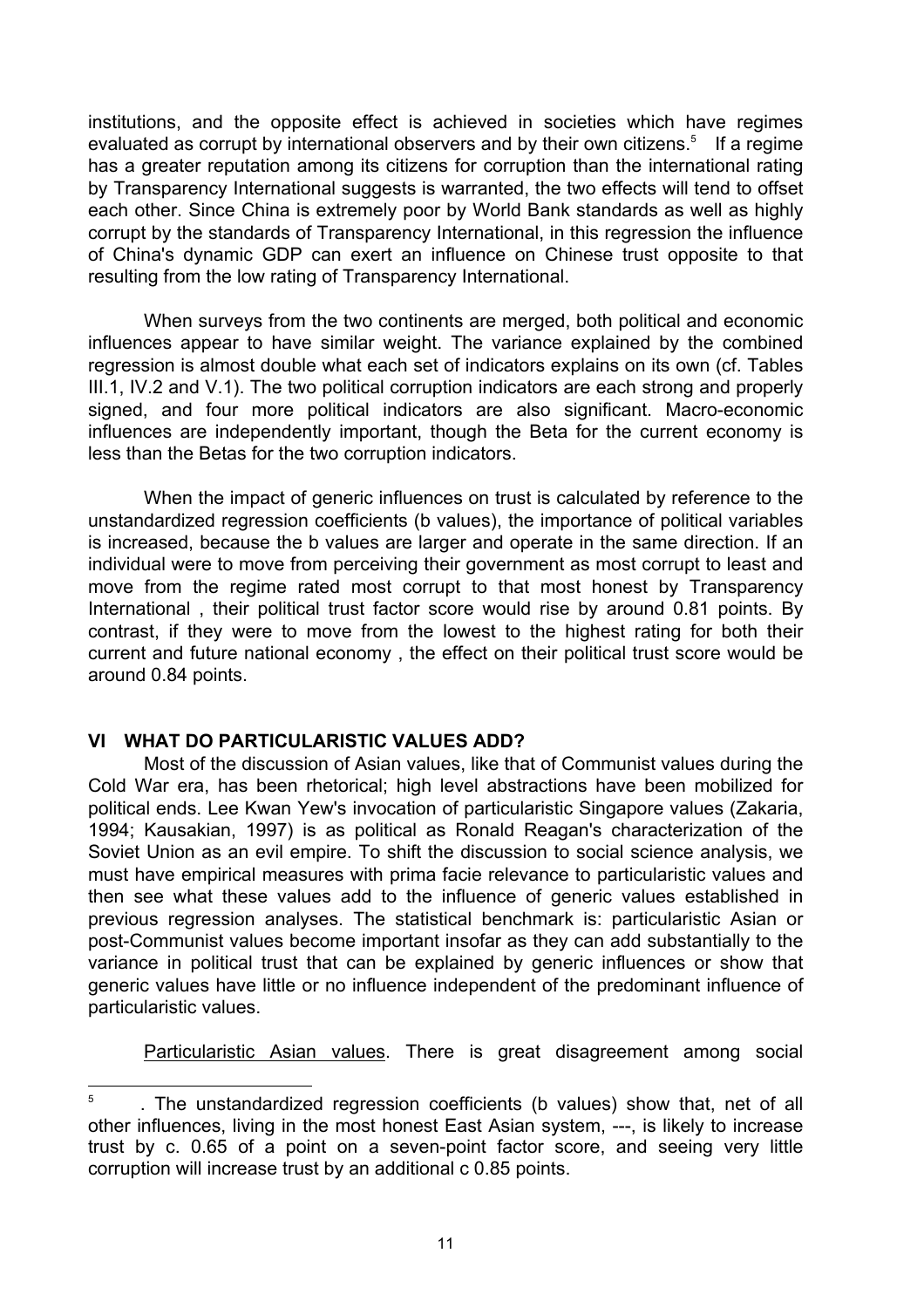institutions, and the opposite effect is achieved in societies which have regimes evaluated as corrupt by international observers and by their own citizens.[5] If a regime has a greater reputation among its citizens for corruption than the international rating by Transparency International suggests is warranted, the two effects will tend to offset each other. Since China is extremely poor by World Bank standards as well as highly corrupt by the standards of Transparency International, in this regression the influence of China's dynamic GDP can exert an influence on Chinese trust opposite to that resulting from the low rating of Transparency International.

When surveys from the two continents are merged, both political and economic influences appear to have similar weight. The variance explained by the combined regression is almost double what each set of indicators explains on its own (cf. Tables III.1, IV.2 and V.1). The two political corruption indicators are each strong and properly signed, and four more political indicators are also significant. Macro-economic influences are independently important, though the Beta for the current economy is less than the Betas for the two corruption indicators.

When the impact of generic influences on trust is calculated by reference to the unstandardized regression coefficients (b values), the importance of political variables is increased, because the b values are larger and operate in the same direction. If an individual were to move from perceiving their government as most corrupt to least and move from the regime rated most corrupt to that most honest by Transparency International , their political trust factor score would rise by around 0.81 points. By contrast, if they were to move from the lowest to the highest rating for both their current and future national economy , the effect on their political trust score would be around 0.84 points.

## VI WHAT DO PARTICULARISTIC VALUES ADD?

Most of the discussion of Asian values, like that of Communist values during the Cold War era, has been rhetorical; high level abstractions have been mobilized for political ends. Lee Kwan Yew's invocation of particularistic Singapore values (Zakaria, 1994; Kausakian, 1997) is as political as Ronald Reagan's characterization of the Soviet Union as an evil empire. To shift the discussion to social science analysis, we must have empirical measures with prima facie relevance to particularistic values and then see what these values add to the influence of generic values established in previous regression analyses. The statistical benchmark is: particularistic Asian or post-Communist values become important insofar as they can add substantially to the variance in political trust that can be explained by generic influences or show that generic values have little or no influence independent of the predominant influence of particularistic values.

Particularistic Asian values. There is great disagreement among social

---

[5] . The unstandardized regression coefficients (b values) show that, net of all other influences, living in the most honest East Asian system, ---, is likely to increase trust by c. 0.65 of a point on a seven-point factor score, and seeing very little corruption will increase trust by an additional c 0.85 points.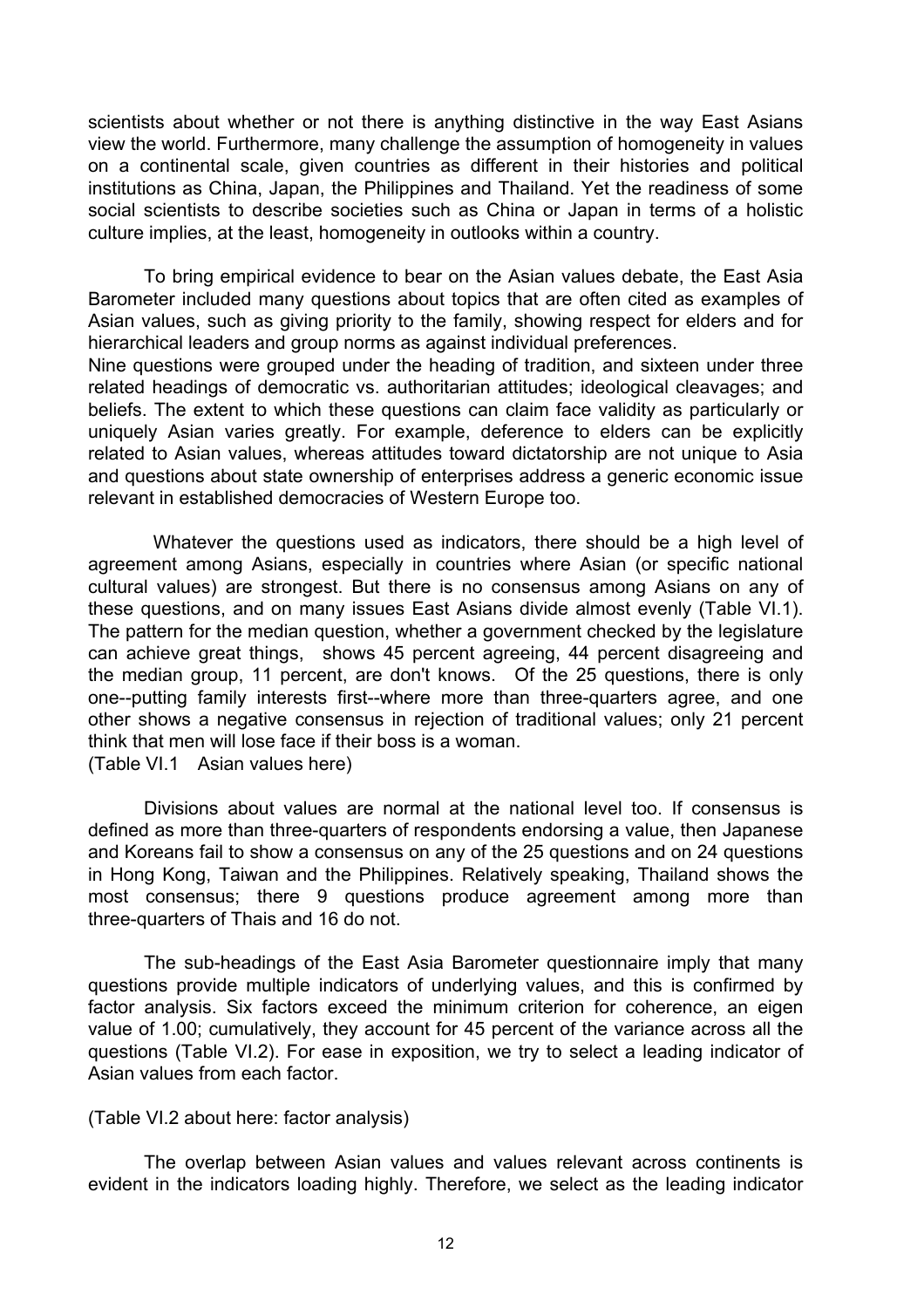scientists about whether or not there is anything distinctive in the way East Asians view the world. Furthermore, many challenge the assumption of homogeneity in values on a continental scale, given countries as different in their histories and political institutions as China, Japan, the Philippines and Thailand. Yet the readiness of some social scientists to describe societies such as China or Japan in terms of a holistic culture implies, at the least, homogeneity in outlooks within a country.

To bring empirical evidence to bear on the Asian values debate, the East Asia Barometer included many questions about topics that are often cited as examples of Asian values, such as giving priority to the family, showing respect for elders and for hierarchical leaders and group norms as against individual preferences.

Nine questions were grouped under the heading of tradition, and sixteen under three related headings of democratic vs. authoritarian attitudes; ideological cleavages; and beliefs. The extent to which these questions can claim face validity as particularly or uniquely Asian varies greatly. For example, deference to elders can be explicitly related to Asian values, whereas attitudes toward dictatorship are not unique to Asia and questions about state ownership of enterprises address a generic economic issue relevant in established democracies of Western Europe too.

Whatever the questions used as indicators, there should be a high level of agreement among Asians, especially in countries where Asian (or specific national cultural values) are strongest. But there is no consensus among Asians on any of these questions, and on many issues East Asians divide almost evenly (Table VI.1). The pattern for the median question, whether a government checked by the legislature can achieve great things, shows 45 percent agreeing, 44 percent disagreeing and the median group, 11 percent, are don't knows. Of the 25 questions, there is only one--putting family interests first--where more than three-quarters agree, and one other shows a negative consensus in rejection of traditional values; only 21 percent think that men will lose face if their boss is a woman.

(Table VI.1 Asian values here)

Divisions about values are normal at the national level too. If consensus is defined as more than three-quarters of respondents endorsing a value, then Japanese and Koreans fail to show a consensus on any of the 25 questions and on 24 questions in Hong Kong, Taiwan and the Philippines. Relatively speaking, Thailand shows the most consensus; there 9 questions produce agreement among more than three-quarters of Thais and 16 do not.

The sub-headings of the East Asia Barometer questionnaire imply that many questions provide multiple indicators of underlying values, and this is confirmed by factor analysis. Six factors exceed the minimum criterion for coherence, an eigen value of 1.00; cumulatively, they account for 45 percent of the variance across all the questions (Table VI.2). For ease in exposition, we try to select a leading indicator of Asian values from each factor.

(Table VI.2 about here: factor analysis)

The overlap between Asian values and values relevant across continents is evident in the indicators loading highly. Therefore, we select as the leading indicator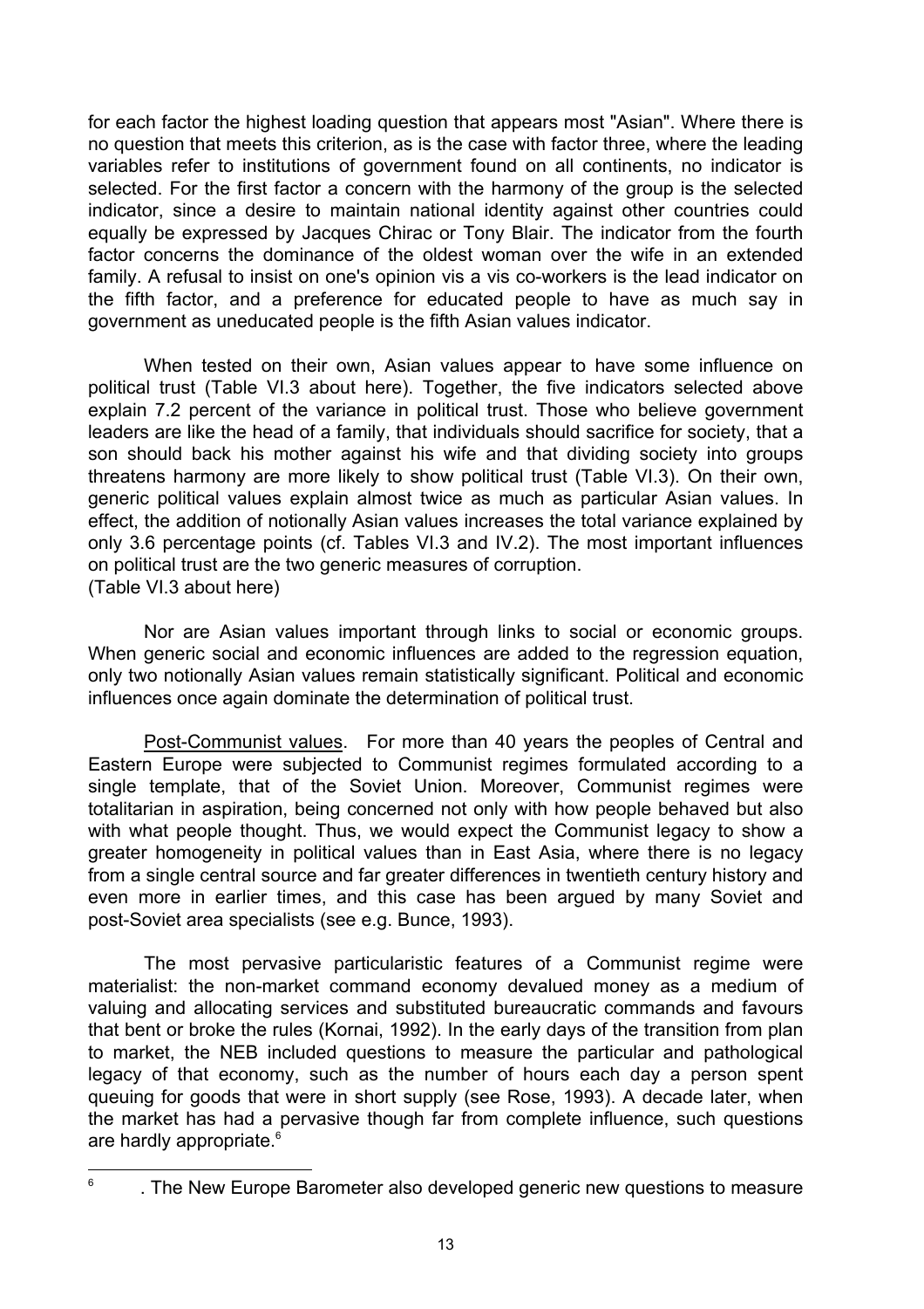for each factor the highest loading question that appears most "Asian". Where there is no question that meets this criterion, as is the case with factor three, where the leading variables refer to institutions of government found on all continents, no indicator is selected. For the first factor a concern with the harmony of the group is the selected indicator, since a desire to maintain national identity against other countries could equally be expressed by Jacques Chirac or Tony Blair. The indicator from the fourth factor concerns the dominance of the oldest woman over the wife in an extended family. A refusal to insist on one's opinion vis a vis co-workers is the lead indicator on the fifth factor, and a preference for educated people to have as much say in government as uneducated people is the fifth Asian values indicator.

When tested on their own, Asian values appear to have some influence on political trust (Table VI.3 about here). Together, the five indicators selected above explain 7.2 percent of the variance in political trust. Those who believe government leaders are like the head of a family, that individuals should sacrifice for society, that a son should back his mother against his wife and that dividing society into groups threatens harmony are more likely to show political trust (Table VI.3). On their own, generic political values explain almost twice as much as particular Asian values. In effect, the addition of notionally Asian values increases the total variance explained by only 3.6 percentage points (cf. Tables VI.3 and IV.2). The most important influences on political trust are the two generic measures of corruption.
(Table VI.3 about here)

Nor are Asian values important through links to social or economic groups. When generic social and economic influences are added to the regression equation, only two notionally Asian values remain statistically significant. Political and economic influences once again dominate the determination of political trust.

Post-Communist values. For more than 40 years the peoples of Central and Eastern Europe were subjected to Communist regimes formulated according to a single template, that of the Soviet Union. Moreover, Communist regimes were totalitarian in aspiration, being concerned not only with how people behaved but also with what people thought. Thus, we would expect the Communist legacy to show a greater homogeneity in political values than in East Asia, where there is no legacy from a single central source and far greater differences in twentieth century history and even more in earlier times, and this case has been argued by many Soviet and post-Soviet area specialists (see e.g. Bunce, 1993).

The most pervasive particularistic features of a Communist regime were materialist: the non-market command economy devalued money as a medium of valuing and allocating services and substituted bureaucratic commands and favours that bent or broke the rules (Kornai, 1992). In the early days of the transition from plan to market, the NEB included questions to measure the particular and pathological legacy of that economy, such as the number of hours each day a person spent queuing for goods that were in short supply (see Rose, 1993). A decade later, when the market has had a pervasive though far from complete influence, such questions are hardly appropriate.[6]

[6] . The New Europe Barometer also developed generic new questions to measure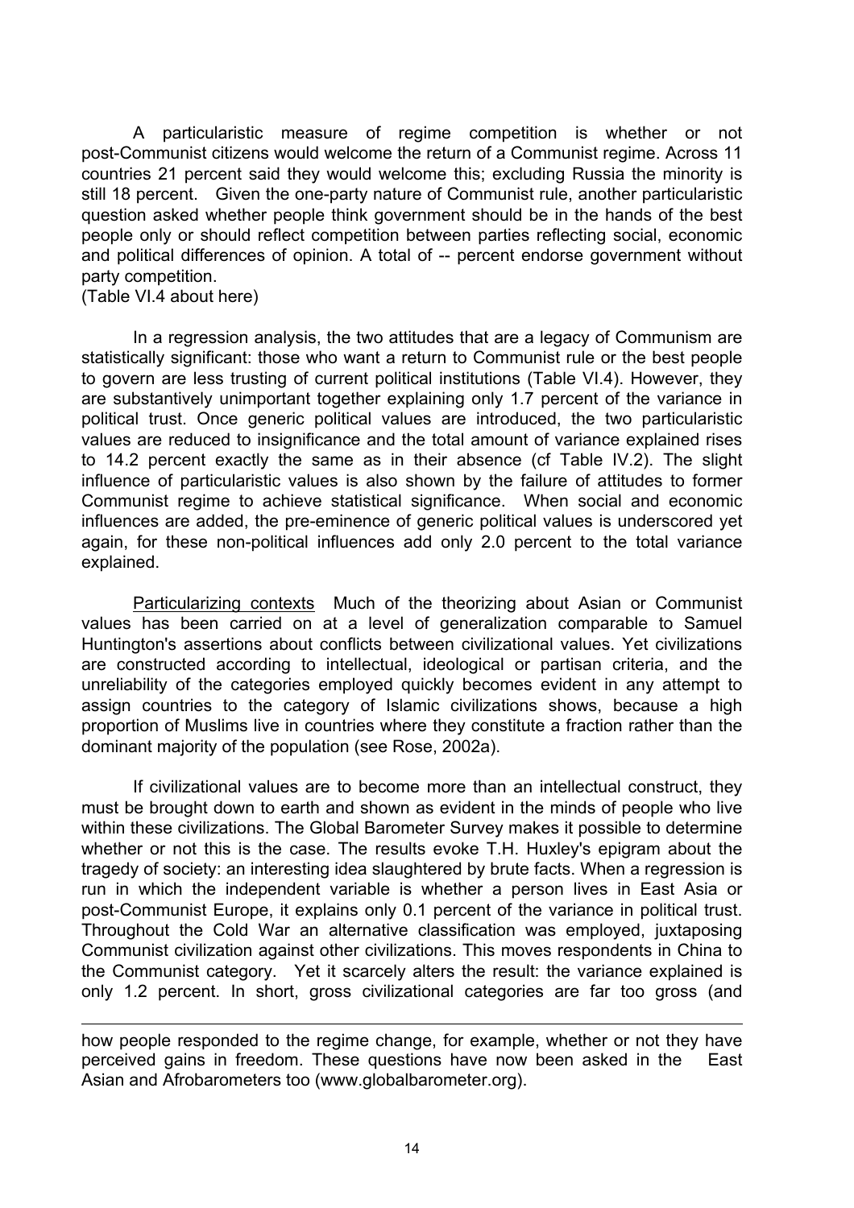A particularistic measure of regime competition is whether or not post-Communist citizens would welcome the return of a Communist regime. Across 11 countries 21 percent said they would welcome this; excluding Russia the minority is still 18 percent. Given the one-party nature of Communist rule, another particularistic question asked whether people think government should be in the hands of the best people only or should reflect competition between parties reflecting social, economic and political differences of opinion. A total of -- percent endorse government without party competition.

(Table VI.4 about here)

In a regression analysis, the two attitudes that are a legacy of Communism are statistically significant: those who want a return to Communist rule or the best people to govern are less trusting of current political institutions (Table VI.4). However, they are substantively unimportant together explaining only 1.7 percent of the variance in political trust. Once generic political values are introduced, the two particularistic values are reduced to insignificance and the total amount of variance explained rises to 14.2 percent exactly the same as in their absence (cf Table IV.2). The slight influence of particularistic values is also shown by the failure of attitudes to former Communist regime to achieve statistical significance. When social and economic influences are added, the pre-eminence of generic political values is underscored yet again, for these non-political influences add only 2.0 percent to the total variance explained.

Particularizing contexts Much of the theorizing about Asian or Communist values has been carried on at a level of generalization comparable to Samuel Huntington's assertions about conflicts between civilizational values. Yet civilizations are constructed according to intellectual, ideological or partisan criteria, and the unreliability of the categories employed quickly becomes evident in any attempt to assign countries to the category of Islamic civilizations shows, because a high proportion of Muslims live in countries where they constitute a fraction rather than the dominant majority of the population (see Rose, 2002a).

If civilizational values are to become more than an intellectual construct, they must be brought down to earth and shown as evident in the minds of people who live within these civilizations. The Global Barometer Survey makes it possible to determine whether or not this is the case. The results evoke T.H. Huxley's epigram about the tragedy of society: an interesting idea slaughtered by brute facts. When a regression is run in which the independent variable is whether a person lives in East Asia or post-Communist Europe, it explains only 0.1 percent of the variance in political trust. Throughout the Cold War an alternative classification was employed, juxtaposing Communist civilization against other civilizations. This moves respondents in China to the Communist category. Yet it scarcely alters the result: the variance explained is only 1.2 percent. In short, gross civilizational categories are far too gross (and

---

how people responded to the regime change, for example, whether or not they have perceived gains in freedom. These questions have now been asked in the East Asian and Afrobarometers too (www.globalbarometer.org).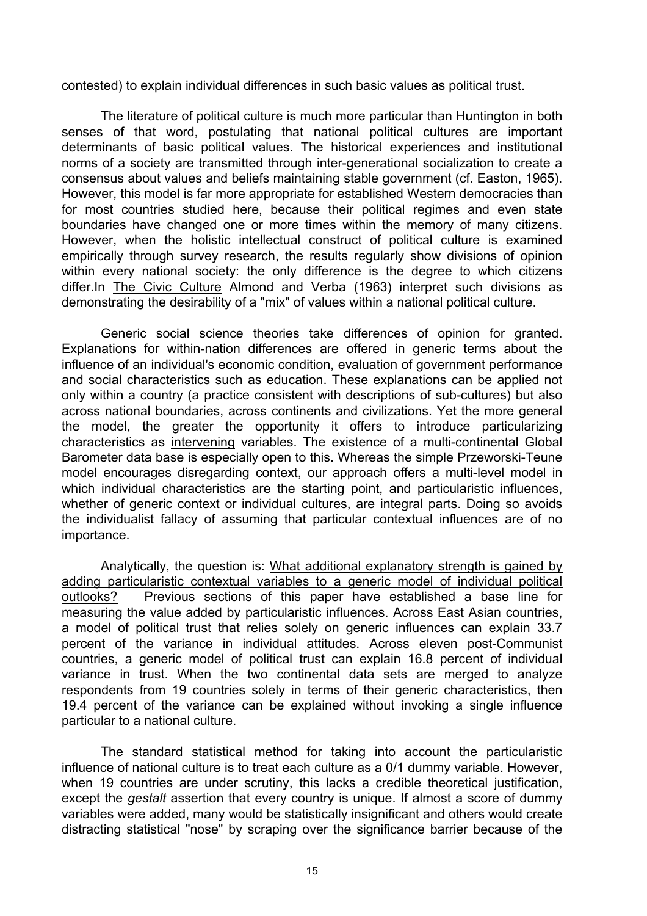contested) to explain individual differences in such basic values as political trust.

The literature of political culture is much more particular than Huntington in both senses of that word, postulating that national political cultures are important determinants of basic political values. The historical experiences and institutional norms of a society are transmitted through inter-generational socialization to create a consensus about values and beliefs maintaining stable government (cf. Easton, 1965). However, this model is far more appropriate for established Western democracies than for most countries studied here, because their political regimes and even state boundaries have changed one or more times within the memory of many citizens. However, when the holistic intellectual construct of political culture is examined empirically through survey research, the results regularly show divisions of opinion within every national society: the only difference is the degree to which citizens differ.In The Civic Culture Almond and Verba (1963) interpret such divisions as demonstrating the desirability of a "mix" of values within a national political culture.

Generic social science theories take differences of opinion for granted. Explanations for within-nation differences are offered in generic terms about the influence of an individual's economic condition, evaluation of government performance and social characteristics such as education. These explanations can be applied not only within a country (a practice consistent with descriptions of sub-cultures) but also across national boundaries, across continents and civilizations. Yet the more general the model, the greater the opportunity it offers to introduce particularizing characteristics as intervening variables. The existence of a multi-continental Global Barometer data base is especially open to this. Whereas the simple Przeworski-Teune model encourages disregarding context, our approach offers a multi-level model in which individual characteristics are the starting point, and particularistic influences, whether of generic context or individual cultures, are integral parts. Doing so avoids the individualist fallacy of assuming that particular contextual influences are of no importance.

Analytically, the question is: What additional explanatory strength is gained by adding particularistic contextual variables to a generic model of individual political outlooks? Previous sections of this paper have established a base line for measuring the value added by particularistic influences. Across East Asian countries, a model of political trust that relies solely on generic influences can explain 33.7 percent of the variance in individual attitudes. Across eleven post-Communist countries, a generic model of political trust can explain 16.8 percent of individual variance in trust. When the two continental data sets are merged to analyze respondents from 19 countries solely in terms of their generic characteristics, then 19.4 percent of the variance can be explained without invoking a single influence particular to a national culture.

The standard statistical method for taking into account the particularistic influence of national culture is to treat each culture as a 0/1 dummy variable. However, when 19 countries are under scrutiny, this lacks a credible theoretical justification, except the *gestalt* assertion that every country is unique. If almost a score of dummy variables were added, many would be statistically insignificant and others would create distracting statistical "nose" by scraping over the significance barrier because of the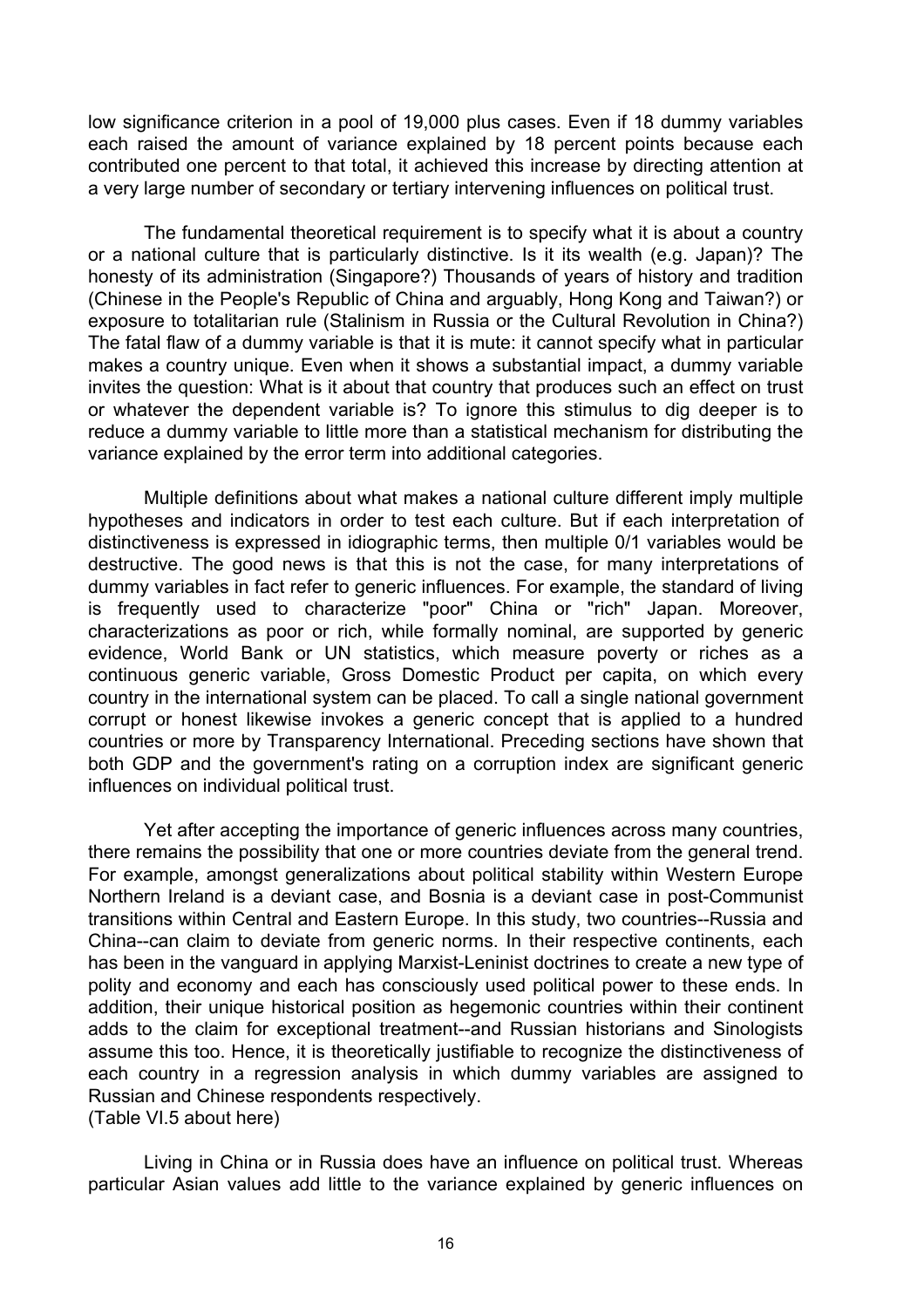low significance criterion in a pool of 19,000 plus cases. Even if 18 dummy variables each raised the amount of variance explained by 18 percent points because each contributed one percent to that total, it achieved this increase by directing attention at a very large number of secondary or tertiary intervening influences on political trust.

The fundamental theoretical requirement is to specify what it is about a country or a national culture that is particularly distinctive. Is it its wealth (e.g. Japan)? The honesty of its administration (Singapore?) Thousands of years of history and tradition (Chinese in the People's Republic of China and arguably, Hong Kong and Taiwan?) or exposure to totalitarian rule (Stalinism in Russia or the Cultural Revolution in China?) The fatal flaw of a dummy variable is that it is mute: it cannot specify what in particular makes a country unique. Even when it shows a substantial impact, a dummy variable invites the question: What is it about that country that produces such an effect on trust or whatever the dependent variable is? To ignore this stimulus to dig deeper is to reduce a dummy variable to little more than a statistical mechanism for distributing the variance explained by the error term into additional categories.

Multiple definitions about what makes a national culture different imply multiple hypotheses and indicators in order to test each culture. But if each interpretation of distinctiveness is expressed in idiographic terms, then multiple 0/1 variables would be destructive. The good news is that this is not the case, for many interpretations of dummy variables in fact refer to generic influences. For example, the standard of living is frequently used to characterize "poor" China or "rich" Japan. Moreover, characterizations as poor or rich, while formally nominal, are supported by generic evidence, World Bank or UN statistics, which measure poverty or riches as a continuous generic variable, Gross Domestic Product per capita, on which every country in the international system can be placed. To call a single national government corrupt or honest likewise invokes a generic concept that is applied to a hundred countries or more by Transparency International. Preceding sections have shown that both GDP and the government's rating on a corruption index are significant generic influences on individual political trust.

Yet after accepting the importance of generic influences across many countries, there remains the possibility that one or more countries deviate from the general trend. For example, amongst generalizations about political stability within Western Europe Northern Ireland is a deviant case, and Bosnia is a deviant case in post-Communist transitions within Central and Eastern Europe. In this study, two countries--Russia and China--can claim to deviate from generic norms. In their respective continents, each has been in the vanguard in applying Marxist-Leninist doctrines to create a new type of polity and economy and each has consciously used political power to these ends. In addition, their unique historical position as hegemonic countries within their continent adds to the claim for exceptional treatment--and Russian historians and Sinologists assume this too. Hence, it is theoretically justifiable to recognize the distinctiveness of each country in a regression analysis in which dummy variables are assigned to Russian and Chinese respondents respectively.

(Table VI.5 about here)

Living in China or in Russia does have an influence on political trust. Whereas particular Asian values add little to the variance explained by generic influences on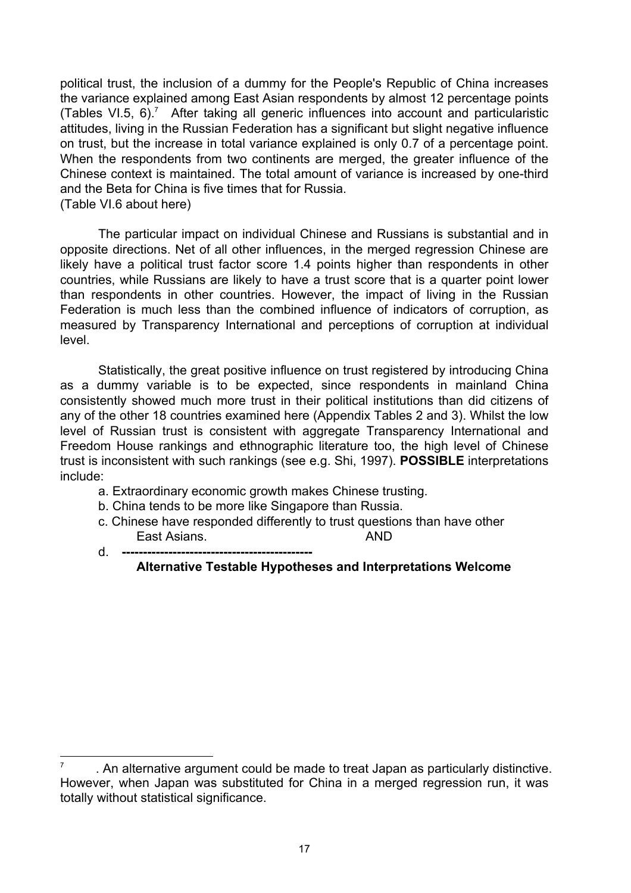political trust, the inclusion of a dummy for the People's Republic of China increases the variance explained among East Asian respondents by almost 12 percentage points (Tables VI.5, 6).[7] After taking all generic influences into account and particularistic attitudes, living in the Russian Federation has a significant but slight negative influence on trust, but the increase in total variance explained is only 0.7 of a percentage point. When the respondents from two continents are merged, the greater influence of the Chinese context is maintained. The total amount of variance is increased by one-third and the Beta for China is five times that for Russia.
(Table VI.6 about here)

The particular impact on individual Chinese and Russians is substantial and in opposite directions. Net of all other influences, in the merged regression Chinese are likely have a political trust factor score 1.4 points higher than respondents in other countries, while Russians are likely to have a trust score that is a quarter point lower than respondents in other countries. However, the impact of living in the Russian Federation is much less than the combined influence of indicators of corruption, as measured by Transparency International and perceptions of corruption at individual level.

Statistically, the great positive influence on trust registered by introducing China as a dummy variable is to be expected, since respondents in mainland China consistently showed much more trust in their political institutions than did citizens of any of the other 18 countries examined here (Appendix Tables 2 and 3). Whilst the low level of Russian trust is consistent with aggregate Transparency International and Freedom House rankings and ethnographic literature too, the high level of Chinese trust is inconsistent with such rankings (see e.g. Shi, 1997). **POSSIBLE** interpretations include:

a. Extraordinary economic growth makes Chinese trusting.
b. China tends to be more like Singapore than Russia.
c. Chinese have responded differently to trust questions than have other East Asians. AND
d. **---------------------------------------------**

**Alternative Testable Hypotheses and Interpretations Welcome**

---

[7] . An alternative argument could be made to treat Japan as particularly distinctive. However, when Japan was substituted for China in a merged regression run, it was totally without statistical significance.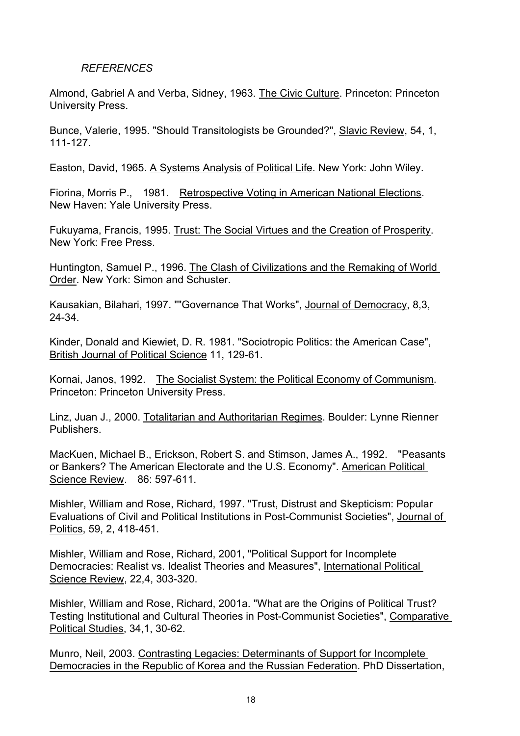*REFERENCES*

Almond, Gabriel A and Verba, Sidney, 1963. The Civic Culture. Princeton: Princeton University Press.

Bunce, Valerie, 1995. "Should Transitologists be Grounded?", Slavic Review, 54, 1, 111-127.

Easton, David, 1965. A Systems Analysis of Political Life. New York: John Wiley.

Fiorina, Morris P., 1981. Retrospective Voting in American National Elections. New Haven: Yale University Press.

Fukuyama, Francis, 1995. Trust: The Social Virtues and the Creation of Prosperity. New York: Free Press.

Huntington, Samuel P., 1996. The Clash of Civilizations and the Remaking of World Order. New York: Simon and Schuster.

Kausakian, Bilahari, 1997. ""Governance That Works", Journal of Democracy, 8,3, 24-34.

Kinder, Donald and Kiewiet, D. R. 1981. "Sociotropic Politics: the American Case", British Journal of Political Science 11, 129-61.

Kornai, Janos, 1992. The Socialist System: the Political Economy of Communism. Princeton: Princeton University Press.

Linz, Juan J., 2000. Totalitarian and Authoritarian Regimes. Boulder: Lynne Rienner Publishers.

MacKuen, Michael B., Erickson, Robert S. and Stimson, James A., 1992. "Peasants or Bankers? The American Electorate and the U.S. Economy". American Political Science Review. 86: 597-611.

Mishler, William and Rose, Richard, 1997. "Trust, Distrust and Skepticism: Popular Evaluations of Civil and Political Institutions in Post-Communist Societies", Journal of Politics, 59, 2, 418-451.

Mishler, William and Rose, Richard, 2001, "Political Support for Incomplete Democracies: Realist vs. Idealist Theories and Measures", International Political Science Review, 22,4, 303-320.

Mishler, William and Rose, Richard, 2001a. "What are the Origins of Political Trust? Testing Institutional and Cultural Theories in Post-Communist Societies", Comparative Political Studies, 34,1, 30-62.

Munro, Neil, 2003. Contrasting Legacies: Determinants of Support for Incomplete Democracies in the Republic of Korea and the Russian Federation. PhD Dissertation,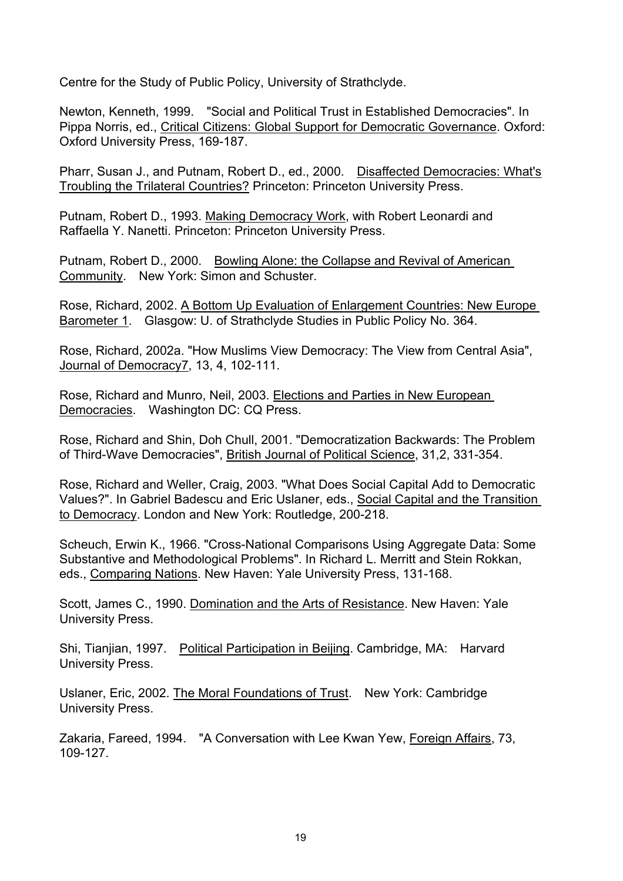Centre for the Study of Public Policy, University of Strathclyde.

Newton, Kenneth, 1999. "Social and Political Trust in Established Democracies". In Pippa Norris, ed., Critical Citizens: Global Support for Democratic Governance. Oxford: Oxford University Press, 169-187.

Pharr, Susan J., and Putnam, Robert D., ed., 2000. Disaffected Democracies: What's Troubling the Trilateral Countries? Princeton: Princeton University Press.

Putnam, Robert D., 1993. Making Democracy Work, with Robert Leonardi and Raffaella Y. Nanetti. Princeton: Princeton University Press.

Putnam, Robert D., 2000. Bowling Alone: the Collapse and Revival of American Community. New York: Simon and Schuster.

Rose, Richard, 2002. A Bottom Up Evaluation of Enlargement Countries: New Europe Barometer 1. Glasgow: U. of Strathclyde Studies in Public Policy No. 364.

Rose, Richard, 2002a. "How Muslims View Democracy: The View from Central Asia", Journal of Democracy7, 13, 4, 102-111.

Rose, Richard and Munro, Neil, 2003. Elections and Parties in New European Democracies. Washington DC: CQ Press.

Rose, Richard and Shin, Doh Chull, 2001. "Democratization Backwards: The Problem of Third-Wave Democracies", British Journal of Political Science, 31,2, 331-354.

Rose, Richard and Weller, Craig, 2003. "What Does Social Capital Add to Democratic Values?". In Gabriel Badescu and Eric Uslaner, eds., Social Capital and the Transition to Democracy. London and New York: Routledge, 200-218.

Scheuch, Erwin K., 1966. "Cross-National Comparisons Using Aggregate Data: Some Substantive and Methodological Problems". In Richard L. Merritt and Stein Rokkan, eds., Comparing Nations. New Haven: Yale University Press, 131-168.

Scott, James C., 1990. Domination and the Arts of Resistance. New Haven: Yale University Press.

Shi, Tianjian, 1997. Political Participation in Beijing. Cambridge, MA: Harvard University Press.

Uslaner, Eric, 2002. The Moral Foundations of Trust. New York: Cambridge University Press.

Zakaria, Fareed, 1994. "A Conversation with Lee Kwan Yew, Foreign Affairs, 73, 109-127.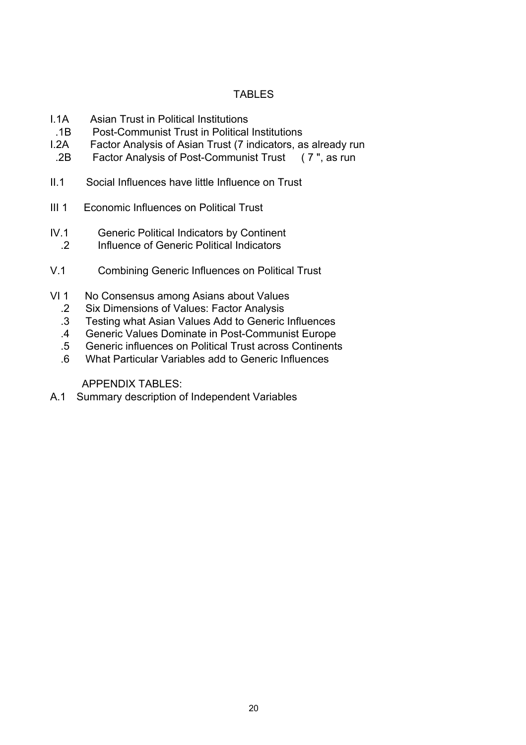# TABLES

I.1A Asian Trust in Political Institutions
.1B Post-Communist Trust in Political Institutions
I.2A Factor Analysis of Asian Trust (7 indicators, as already run
.2B Factor Analysis of Post-Communist Trust ( 7 ", as run

II.1 Social Influences have little Influence on Trust

III 1 Economic Influences on Political Trust

IV.1 Generic Political Indicators by Continent
.2 Influence of Generic Political Indicators

V.1 Combining Generic Influences on Political Trust

VI 1 No Consensus among Asians about Values
.2 Six Dimensions of Values: Factor Analysis
.3 Testing what Asian Values Add to Generic Influences
.4 Generic Values Dominate in Post-Communist Europe
.5 Generic influences on Political Trust across Continents
.6 What Particular Variables add to Generic Influences

APPENDIX TABLES:

A.1 Summary description of Independent Variables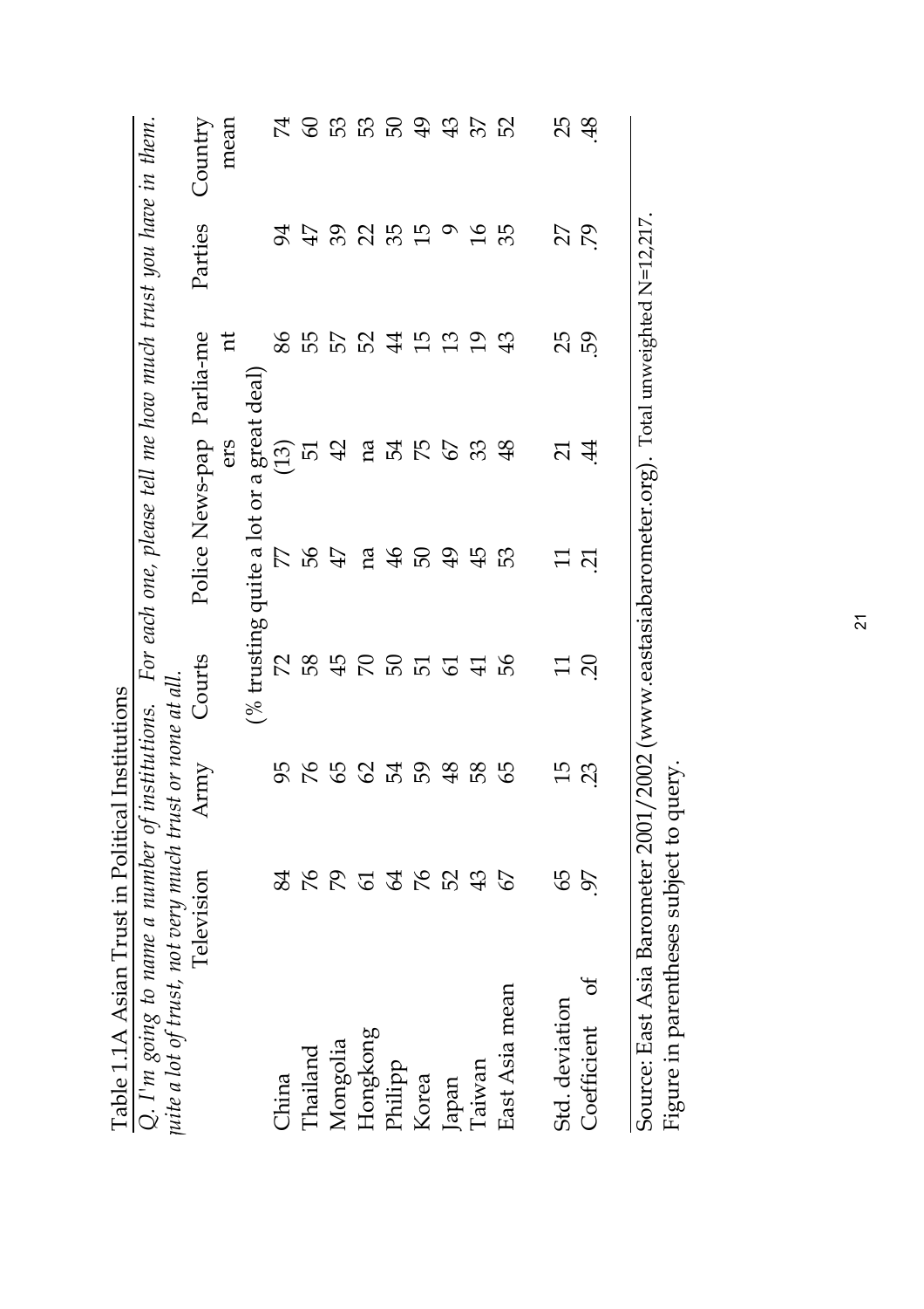Table 1.1A Asian Trust in Political Institutions

*Q. I'm going to name a number of institutions. For each one, please tell me how much trust you have in them. quite a lot of trust, not very much trust or none at all.*

| | Television | Army | Courts | Police | News-papers | Parlia-ment | Parties | Country mean |
|---|---|---|---|---|---|---|---|---|
| | (% trusting quite a lot or a great deal) | | | | | | | |
| China | 84 | 95 | 72 | 77 | (13) | 86 | 94 | 74 |
| Thailand | 76 | 76 | 58 | 56 | 51 | 55 | 47 | 60 |
| Mongolia | 79 | 65 | 45 | 47 | 42 | 57 | 39 | 53 |
| Hongkong | 61 | 62 | 70 | na | na | 52 | 22 | 53 |
| Philipp | 64 | 54 | 50 | 46 | 54 | 44 | 35 | 50 |
| Korea | 76 | 59 | 51 | 50 | 75 | 15 | 15 | 49 |
| Japan | 52 | 48 | 61 | 49 | 67 | 13 | 9 | 43 |
| Taiwan | 43 | 58 | 41 | 45 | 33 | 19 | 16 | 37 |
| East Asia mean | 67 | 65 | 56 | 53 | 48 | 43 | 35 | 52 |
| | | | | | | | | |
| Std. deviation | 65 | 15 | 11 | 11 | 21 | 25 | 27 | 25 |
| Coefficient of | .97 | .23 | .20 | .21 | .44 | .59 | .79 | .48 |

Source: East Asia Barometer 2001/2002 (www.eastasiabarometer.org). Total unweighted N=12,217.
Figure in parentheses subject to query.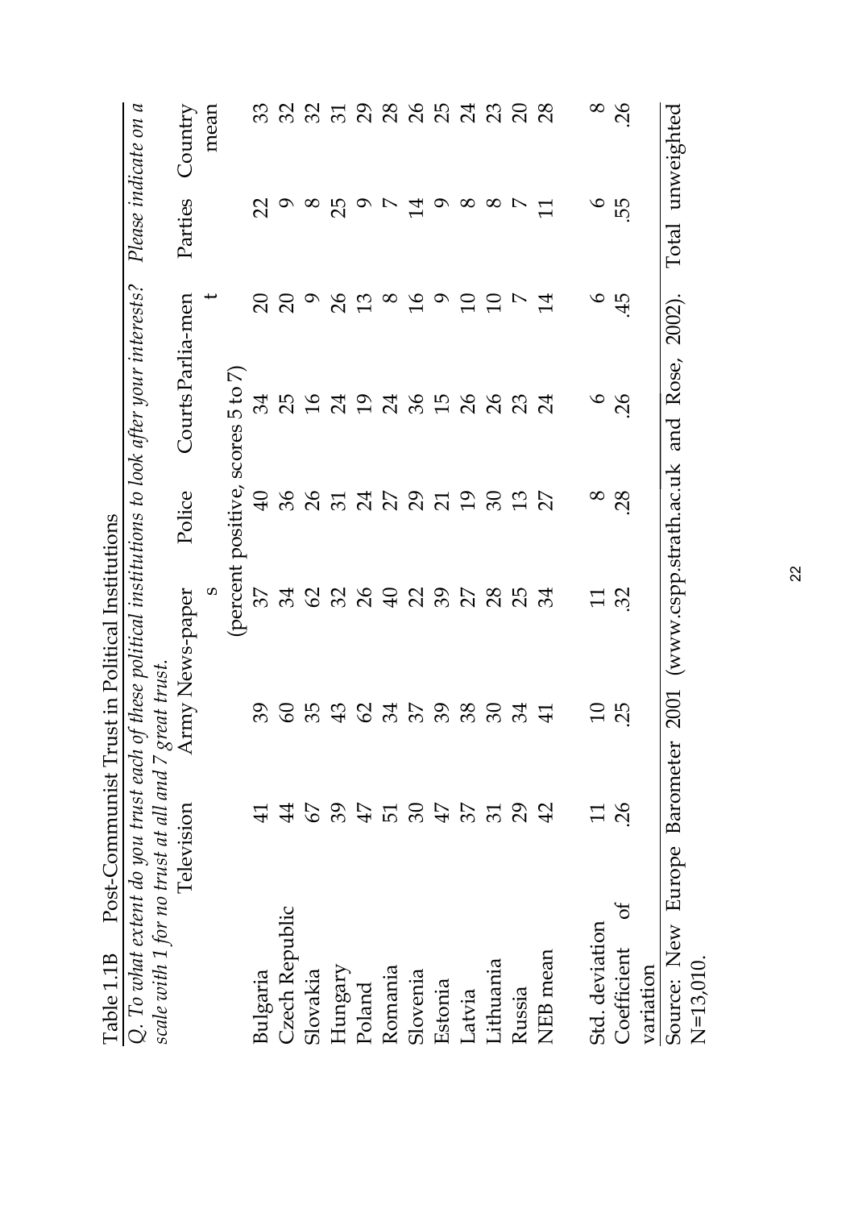Table 1.1B Post-Communist Trust in Political Institutions

*Q. To what extent do you trust each of these political institutions to look after your interests? Please indicate on a scale with 1 for no trust at all and 7 great trust.*

| | Television | Army | Newspapers | Police | Courts | Parliament | Parties | Country mean |
|---|---|---|---|---|---|---|---|---|
| | (percent positive, scores 5 to 7) | | | | | | | |
| Bulgaria | 41 | 39 | 37 | 40 | 34 | 20 | 22 | 33 |
| Czech Republic | 44 | 60 | 34 | 36 | 25 | 20 | 9 | 32 |
| Slovakia | 67 | 35 | 62 | 26 | 16 | 9 | 8 | 32 |
| Hungary | 39 | 43 | 32 | 31 | 24 | 26 | 25 | 31 |
| Poland | 47 | 62 | 26 | 24 | 19 | 13 | 9 | 29 |
| Romania | 51 | 34 | 40 | 27 | 24 | 8 | 7 | 28 |
| Slovenia | 30 | 37 | 22 | 29 | 36 | 16 | 14 | 26 |
| Estonia | 47 | 39 | 39 | 21 | 15 | 9 | 9 | 25 |
| Latvia | 37 | 38 | 27 | 19 | 26 | 10 | 8 | 24 |
| Lithuania | 31 | 30 | 28 | 30 | 26 | 10 | 8 | 23 |
| Russia | 29 | 34 | 25 | 13 | 23 | 7 | 7 | 20 |
| NEB mean | 42 | 41 | 34 | 27 | 24 | 14 | 11 | 28 |
| | | | | | | | | |
| Std. deviation | 11 | 10 | 11 | 8 | 6 | 6 | 6 | 8 |
| Coefficient of variation | .26 | .25 | .32 | .28 | .26 | .45 | .55 | .26 |

Source: New Europe Barometer 2001 (www.cspp.strath.ac.uk and Rose, 2002). Total unweighted N=13,010.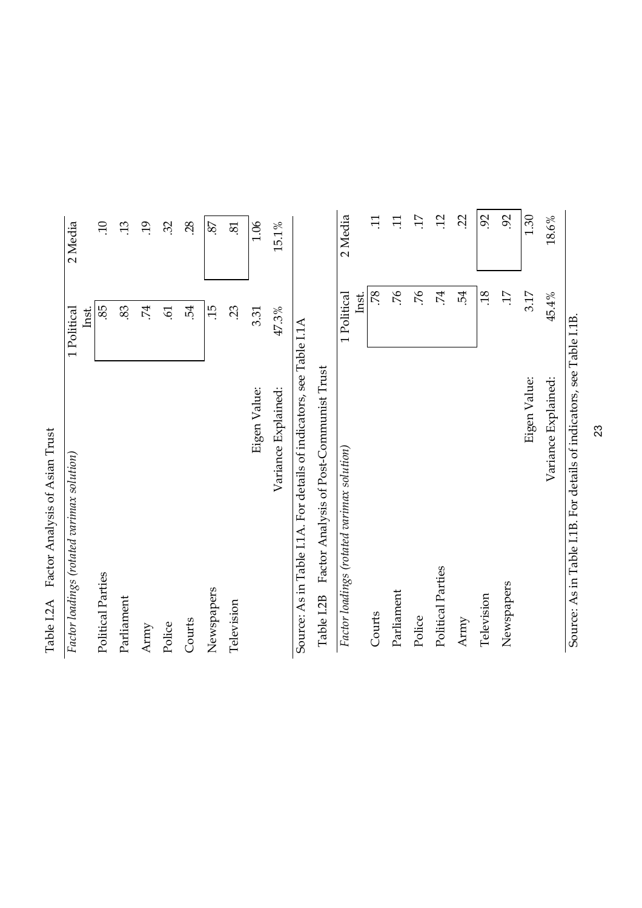Table I.2A Factor Analysis of Asian Trust

| *Factor loadings (rotated varimax solution)* | 1 Political Inst. | 2 Media |
|---|---|---|
| Political Parties | .85 | .10 |
| Parliament | .83 | .13 |
| Army | .74 | .19 |
| Police | .61 | .32 |
| Courts | .54 | .28 |
| Newspapers | .15 | .87 |
| Television | .23 | .81 |
| Eigen Value: | 3.31 | 1.06 |
| Variance Explained: | 47.3% | 15.1% |

Source: As in Table I.1A. For details of indicators, see Table I.1A

Table I.2B Factor Analysis of Post-Communist Trust

| *Factor loadings (rotated varimax solution)* | 1 Political Inst. | 2 Media |
|---|---|---|
| Courts | .78 | .11 |
| Parliament | .76 | .11 |
| Police | .76 | .17 |
| Political Parties | .74 | .12 |
| Army | .54 | .22 |
| Television | .18 | .92 |
| Newspapers | .17 | .92 |
| Eigen Value: | 3.17 | 1.30 |
| Variance Explained: | 45.4% | 18.6% |

Source: As in Table I.1B. For details of indicators, see Table I.1B.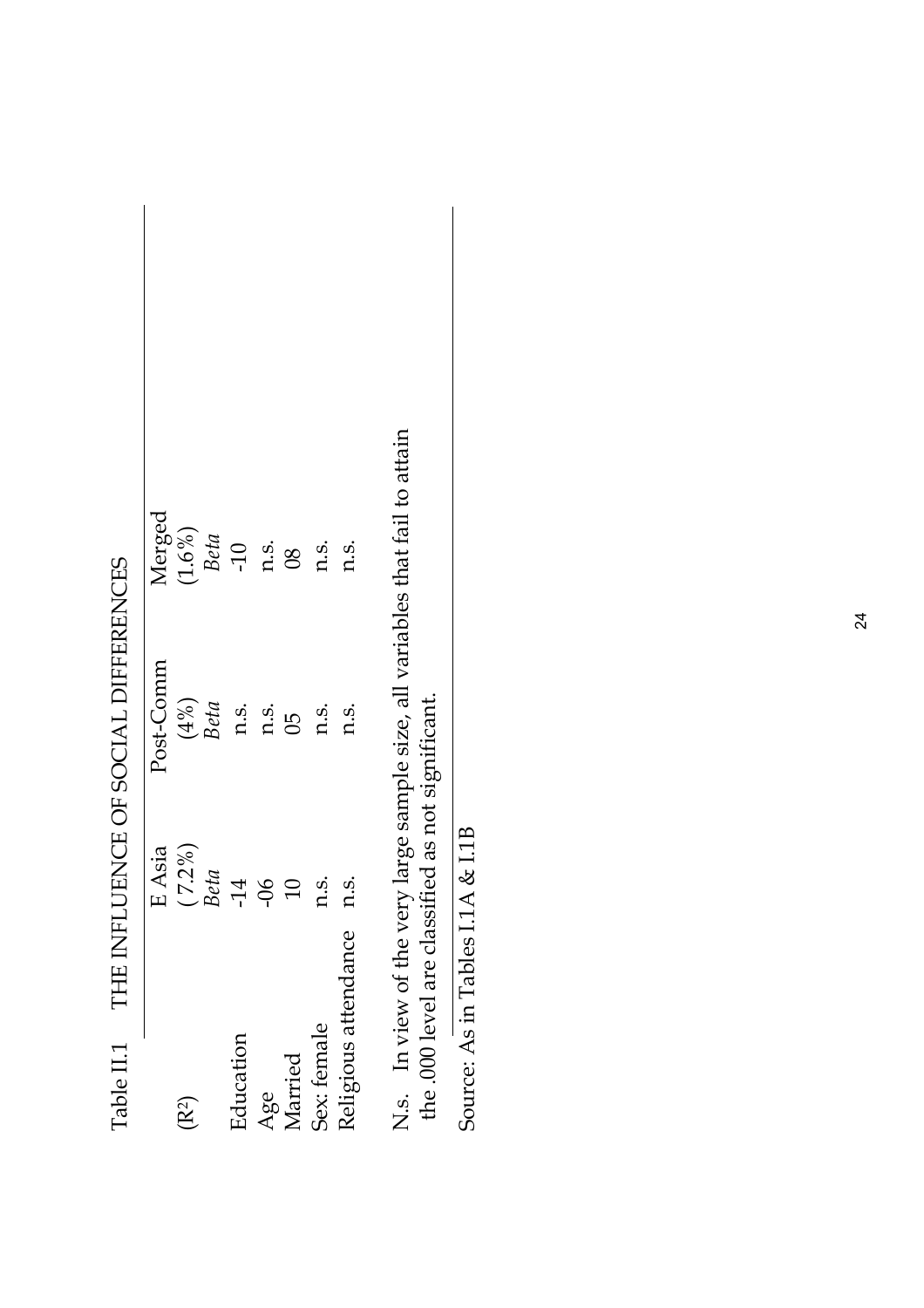Table II.1 THE INFLUENCE OF SOCIAL DIFFERENCES

| | E Asia | Post-Comm | Merged |
|---|---|---|---|
| ($R^2$) | (7.2%) | (4%) | (1.6%) |
| | *Beta* | *Beta* | *Beta* |
| Education | -14 | n.s. | -10 |
| Age | -06 | n.s. | n.s. |
| Married | 10 | 05 | 08 |
| Sex: female | n.s. | n.s. | n.s. |
| Religious attendance | n.s. | n.s. | n.s. |

N.s. In view of the very large sample size, all variables that fail to attain the .000 level are classified as not significant.

Source: As in Tables I.1A & I.1B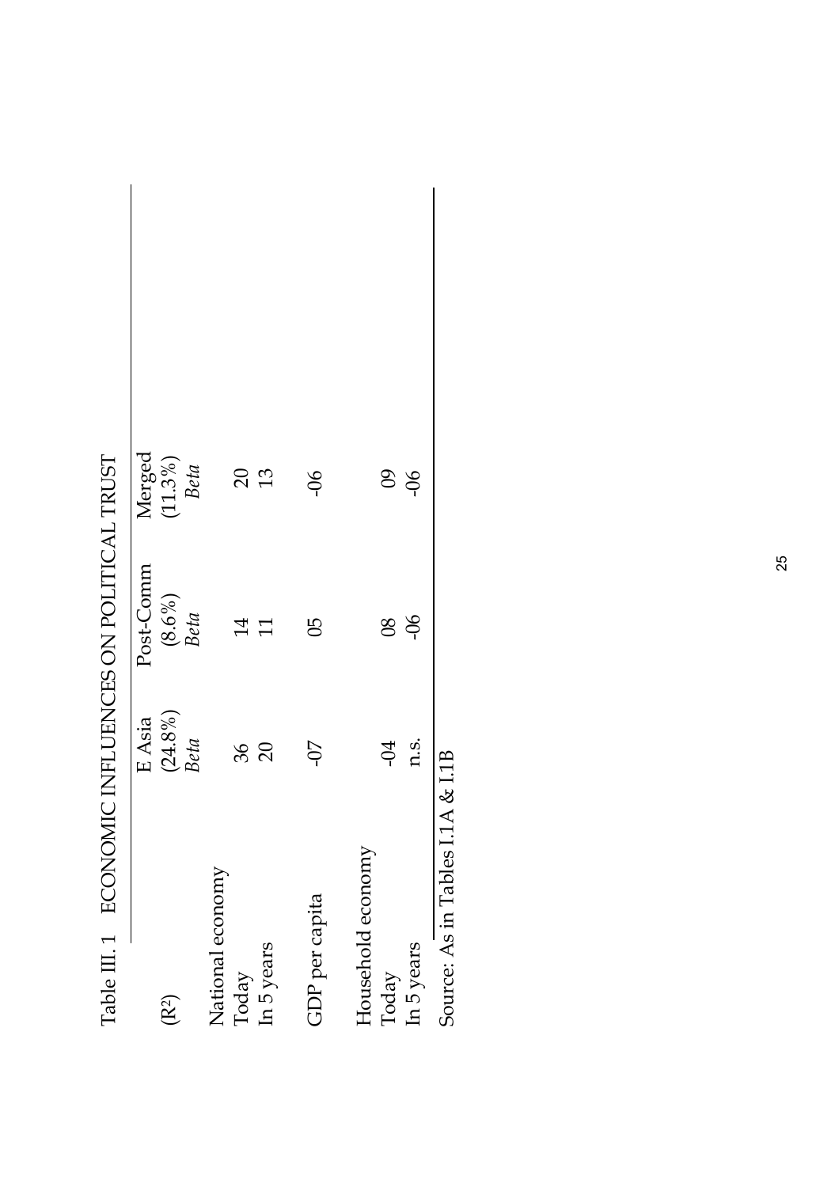Table III. 1 ECONOMIC INFLUENCES ON POLITICAL TRUST

| | E Asia | Post-Comm | Merged |
|---|---|---|---|
| ($R^2$) | (24.8%) | (8.6%) | (11.3%) |
| | *Beta* | *Beta* | *Beta* |
| National economy | | | |
| Today | 36 | 14 | 20 |
| In 5 years | 20 | 11 | 13 |
| GDP per capita | -07 | 05 | -06 |
| Household economy | | | |
| Today | -04 | 08 | 09 |
| In 5 years | n.s. | -06 | -06 |

Source: As in Tables I.1A & I.1B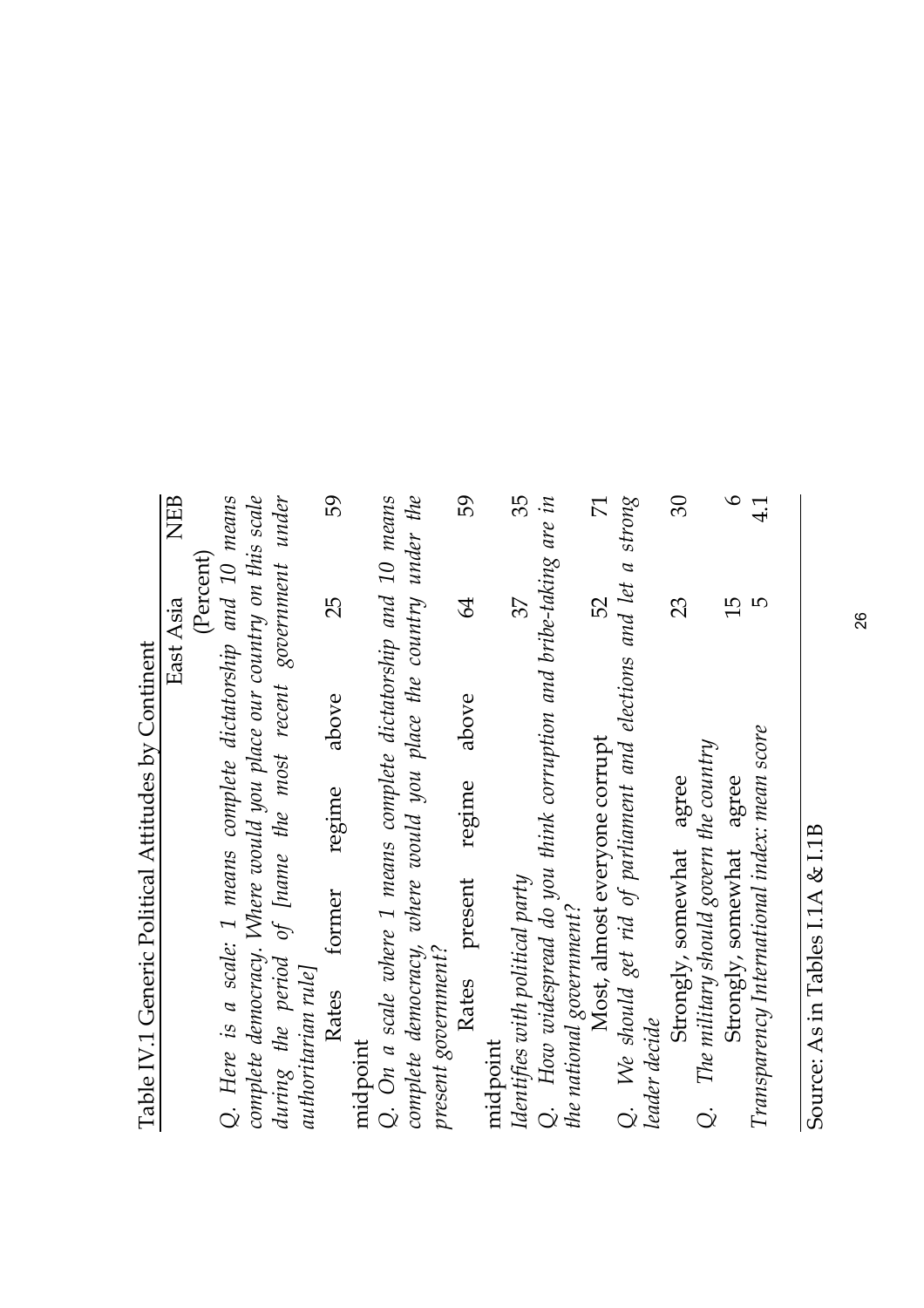Table IV.1 Generic Political Attitudes by Continent

| | East Asia | NEB |
|---|---|---|
| | (Percent) | |
| *Q. Here is a scale: 1 means complete dictatorship and 10 means complete democracy. Where would you place our country on this scale during the period of [name the most recent government under authoritarian rule]* | | |
| Rates former regime above midpoint | 25 | 59 |
| *Q. On a scale where 1 means complete dictatorship and 10 means complete democracy, where would you place the country under the present government?* | | |
| Rates present regime above midpoint | 64 | 59 |
| *Identifies with political party* | 37 | 35 |
| *Q. How widespread do you think corruption and bribe-taking are in the national government?* | | |
| Most, almost everyone corrupt | 52 | 71 |
| *Q. We should get rid of parliament and elections and let a strong leader decide* | | |
| Strongly, somewhat agree | 23 | 30 |
| *Q. The military should govern the country* | | |
| Strongly, somewhat agree | 15 | 6 |
| *Transparency International index: mean score* | 5 | 4.1 |

Source: As in Tables I.1A & I.1B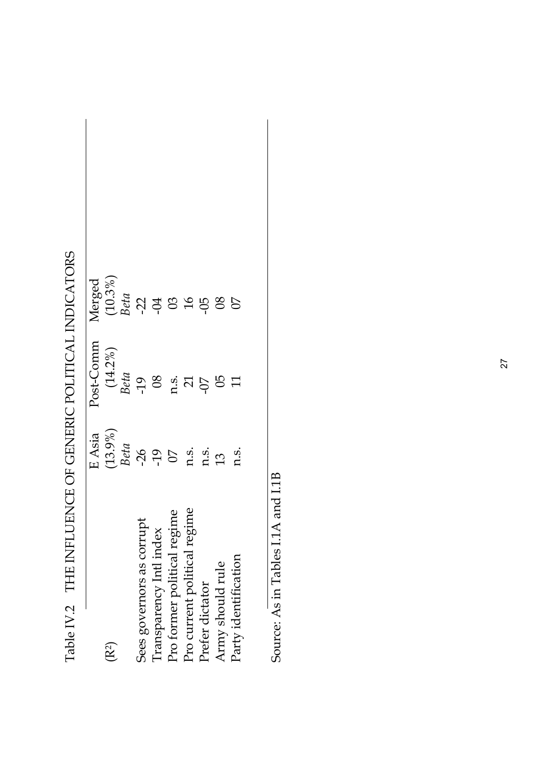Table IV.2 THE INFLUENCE OF GENERIC POLITICAL INDICATORS

| | E Asia | Post-Comm | Merged |
|---|---|---|---|
| ($R^2$) | (13.9%) | (14.2%) | (10.3%) |
| | *Beta* | *Beta* | *Beta* |
| Sees governors as corrupt | -26 | -19 | -22 |
| Transparency Intl index | -19 | 08 | -04 |
| Pro former political regime | 07 | n.s. | 03 |
| Pro current political regime | n.s. | 21 | 16 |
| Prefer dictator | n.s. | -07 | -05 |
| Army should rule | 13 | 05 | 08 |
| Party identification | n.s. | 11 | 07 |

Source: As in Tables I.1A and I.1B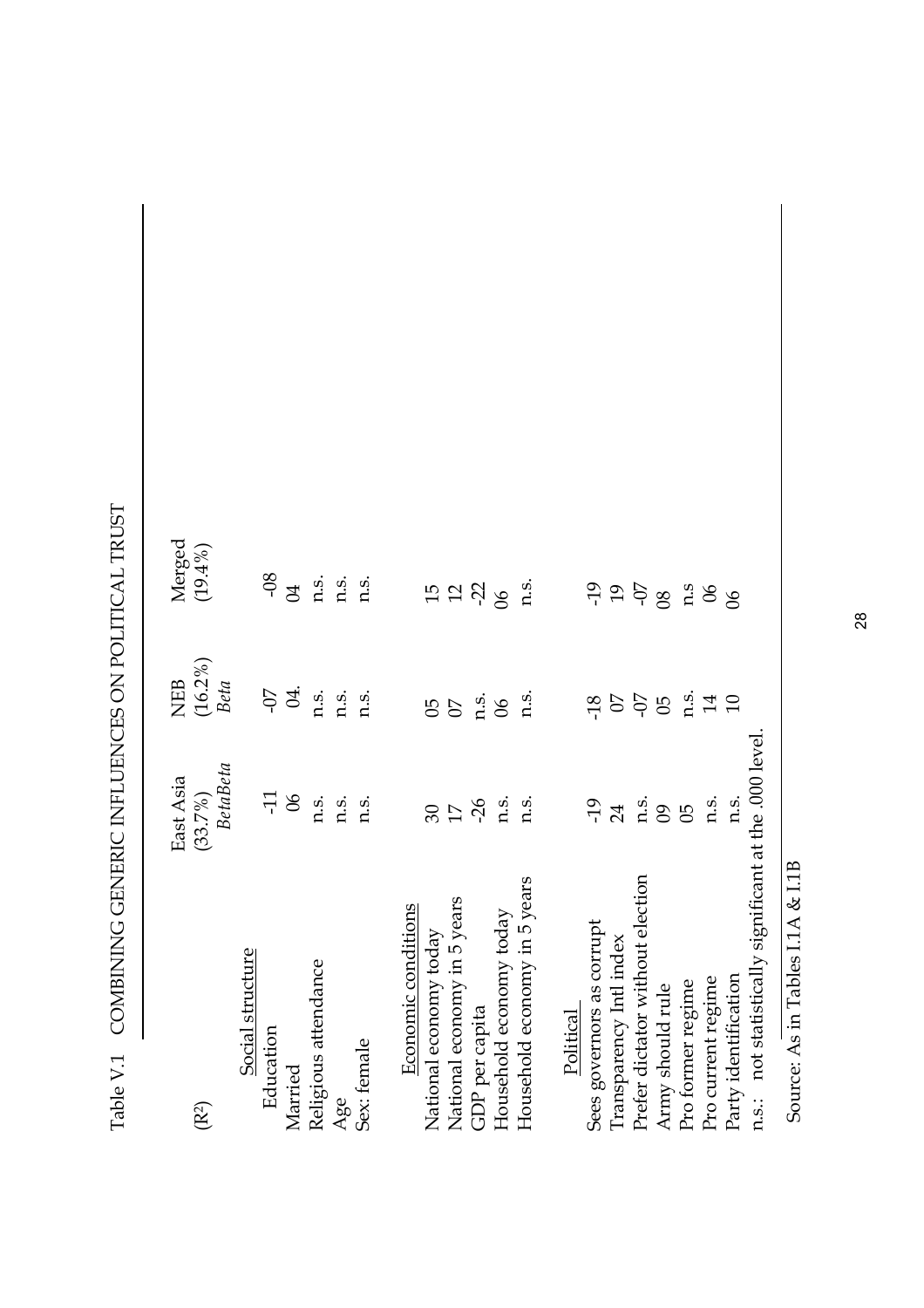Table V.1 COMBINING GENERIC INFLUENCES ON POLITICAL TRUST

| | East Asia | NEB | Merged |
|---|---|---|---|
| ($R^2$) | (33.7%) | (16.2%) | (19.4%) |
| | *BetaBeta* | *Beta* | |
| Social structure | | | |
| Education | -11 | -07 | -08 |
| Married | 06 | 04. | 04 |
| Religious attendance | n.s. | n.s. | n.s. |
| Age | n.s. | n.s. | n.s. |
| Sex: female | n.s. | n.s. | n.s. |
| Economic conditions | | | |
| National economy today | 30 | 05 | 15 |
| National economy in 5 years | 17 | 07 | 12 |
| GDP per capita | -26 | n.s. | -22 |
| Household economy today | n.s. | 06 | 06 |
| Household economy in 5 years | n.s. | n.s. | n.s. |
| Political | | | |
| Sees governors as corrupt | -19 | -18 | -19 |
| Transparency Intl index | 24 | 07 | 19 |
| Prefer dictator without election | n.s. | -07 | -07 |
| Army should rule | 09 | 05 | 08 |
| Pro former regime | 05 | n.s. | n.s |
| Pro current regime | n.s. | 14 | 06 |
| Party identification | n.s. | 10 | 06 |

n.s.: not statistically significant at the .000 level.

Source: As in Tables I.1A & I.1B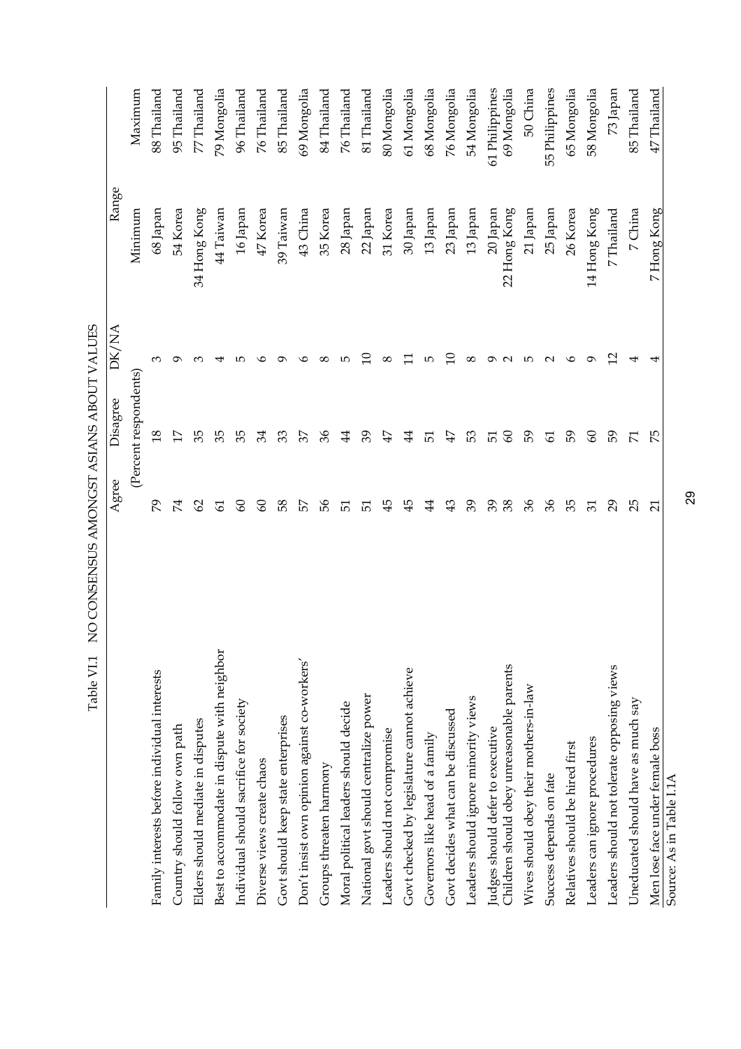Table VI.1 NO CONSENSUS AMONGST ASIANS ABOUT VALUES

| | Agree | Disagree | DK/NA | Range | |
|---|---|---|---|---|---|
| | (Percent respondents) | | | Minimum | Maximum |
| Family interests before individual interests | 79 | 18 | 3 | 68 Japan | 88 Thailand |
| Country should follow own path | 74 | 17 | 9 | 54 Korea | 95 Thailand |
| Elders should mediate in disputes | 62 | 35 | 3 | 34 Hong Kong | 77 Thailand |
| Best to accommodate in dispute with neighbor | 61 | 35 | 4 | 44 Taiwan | 79 Mongolia |
| Individual should sacrifice for society | 60 | 35 | 5 | 16 Japan | 96 Thailand |
| Diverse views create chaos | 60 | 34 | 6 | 47 Korea | 76 Thailand |
| Govt should keep state enterprises | 58 | 33 | 9 | 39 Taiwan | 85 Thailand |
| Don't insist own opinion against co-workers' | 57 | 37 | 6 | 43 China | 69 Mongolia |
| Groups threaten harmony | 56 | 36 | 8 | 35 Korea | 84 Thailand |
| Moral political leaders should decide | 51 | 44 | 5 | 28 Japan | 76 Thailand |
| National govt should centralize power | 51 | 39 | 10 | 22 Japan | 81 Thailand |
| Leaders should not compromise | 45 | 47 | 8 | 31 Korea | 80 Mongolia |
| Govt checked by legislature cannot achieve | 45 | 44 | 11 | 30 Japan | 61 Mongolia |
| Governors like head of a family | 44 | 51 | 5 | 13 Japan | 68 Mongolia |
| Govt decides what can be discussed | 43 | 47 | 10 | 23 Japan | 76 Mongolia |
| Leaders should ignore minority views | 39 | 53 | 8 | 13 Japan | 54 Mongolia |
| Judges should defer to executive | 39 | 51 | 9 | 20 Japan | 61 Philippines |
| Children should obey unreasonable parents | 38 | 60 | 2 | 22 Hong Kong | 69 Mongolia |
| Wives should obey their mothers-in-law | 36 | 59 | 5 | 21 Japan | 50 China |
| Success depends on fate | 36 | 61 | 2 | 25 Japan | 55 Philippines |
| Relatives should be hired first | 35 | 59 | 6 | 26 Korea | 65 Mongolia |
| Leaders can ignore procedures | 31 | 60 | 9 | 14 Hong Kong | 58 Mongolia |
| Leaders should not tolerate opposing views | 29 | 59 | 12 | 7 Thailand | 73 Japan |
| Uneducated should have as much say | 25 | 71 | 4 | 7 China | 85 Thailand |
| Men lose face under female boss | 21 | 75 | 4 | 7 Hong Kong | 47 Thailand |

Source: As in Table I.1A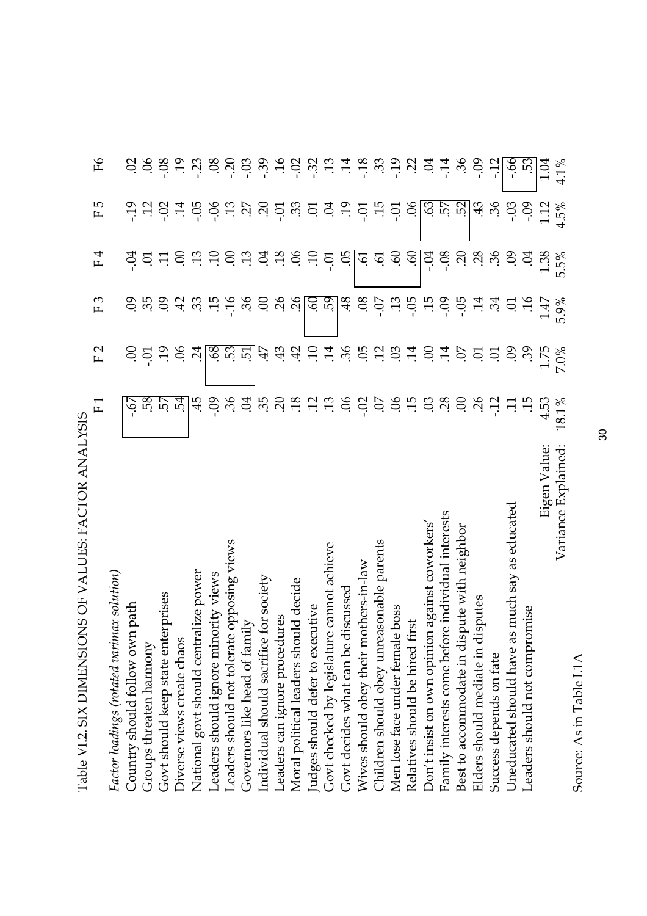Table VI.2. SIX DIMENSIONS OF VALUES: FACTOR ANALYSIS

| *Factor loadings (rotated varimax solution)* | F 1 | F 2 | F 3 | F 4 | F 5 | F6 |
|---|---|---|---|---|---|---|
| Country should follow own path | -.67 | .00 | .09 | -.04 | -.19 | .02 |
| Groups threaten harmony | .58 | -.01 | .35 | .01 | .12 | .06 |
| Govt should keep state enterprises | .57 | .19 | .09 | .11 | -.02 | -.08 |
| Diverse views create chaos | .54 | .06 | .42 | .00 | .14 | .19 |
| National govt should centralize power | .45 | .24 | .33 | .13 | -.05 | -.23 |
| Leaders should ignore minority views | -.09 | .68 | .15 | .10 | -.06 | .08 |
| Leaders should not tolerate opposing views | .36 | .53 | -.16 | .00 | .13 | -.20 |
| Governors like head of family | .04 | .51 | .36 | .13 | .27 | -.03 |
| Individual should sacrifice for society | .35 | .47 | .00 | .04 | .20 | -.39 |
| Leaders can ignore procedures | .20 | .43 | .26 | .18 | -.01 | .16 |
| Moral political leaders should decide | .18 | .42 | .26 | .06 | .33 | -.02 |
| Judges should defer to executive | .12 | .10 | .60 | .10 | .01 | -.32 |
| Govt checked by legislature cannot achieve | .13 | .14 | .59 | -.01 | .04 | .13 |
| Govt decides what can be discussed | .06 | .36 | .48 | .05 | .19 | .14 |
| Wives should obey their mothers-in-law | -.02 | .05 | .08 | .61 | -.01 | -.18 |
| Children should obey unreasonable parents | .07 | .12 | -.07 | .61 | .15 | .33 |
| Men lose face under female boss | .06 | .03 | .13 | .60 | -.01 | -.19 |
| Relatives should be hired first | .15 | .14 | -.05 | .60 | .06 | .22 |
| Don't insist on own opinion against coworkers' | .03 | .00 | .15 | -.04 | .63 | .04 |
| Family interests come before individual interests | .28 | .14 | -.09 | -.08 | .57 | -.14 |
| Best to accommodate in dispute with neighbor | .00 | .07 | -.05 | .20 | .52 | .36 |
| Elders should mediate in disputes | .26 | .01 | .14 | .28 | .43 | -.09 |
| Success depends on fate | -.12 | .01 | .34 | .36 | .36 | -.12 |
| Uneducated should have as much say as educated | .11 | .09 | .01 | .09 | -.03 | -.66 |
| Leaders should not compromise | .15 | .39 | .16 | .04 | -.09 | .53 |
| Eigen Value: | 4.53 | 1.75 | 1.47 | 1.38 | 1.12 | 1.04 |
| Variance Explained: | 18.1% | 7.0% | 5.9% | 5.5% | 4.5% | 4.1% |

Source: As in Table I.1A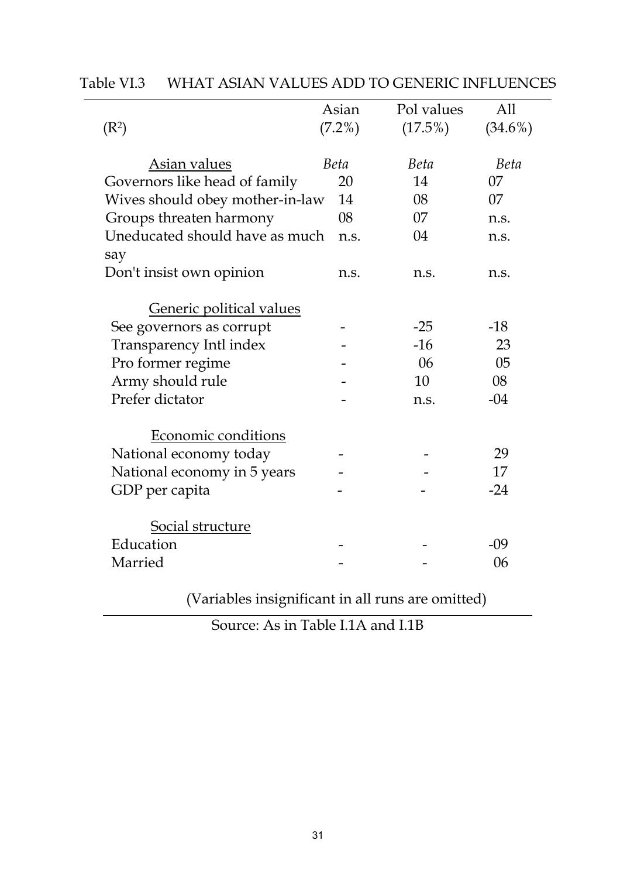Table VI.3 WHAT ASIAN VALUES ADD TO GENERIC INFLUENCES

| ($R^2$) | Asian (7.2%) | Pol values (17.5%) | All (34.6%) |
|---|---|---|---|
| Asian values | *Beta* | *Beta* | *Beta* |
| Governors like head of family | 20 | 14 | 07 |
| Wives should obey mother-in-law | 14 | 08 | 07 |
| Groups threaten harmony | 08 | 07 | n.s. |
| Uneducated should have as much say | n.s. | 04 | n.s. |
| Don't insist own opinion | n.s. | n.s. | n.s. |
| Generic political values | | | |
| See governors as corrupt | - | -25 | -18 |
| Transparency Intl index | - | -16 | 23 |
| Pro former regime | - | 06 | 05 |
| Army should rule | - | 10 | 08 |
| Prefer dictator | - | n.s. | -04 |
| Economic conditions | | | |
| National economy today | - | - | 29 |
| National economy in 5 years | - | - | 17 |
| GDP per capita | - | - | -24 |
| Social structure | | | |
| Education | - | - | -09 |
| Married | - | - | 06 |

(Variables insignificant in all runs are omitted)

Source: As in Table I.1A and I.1B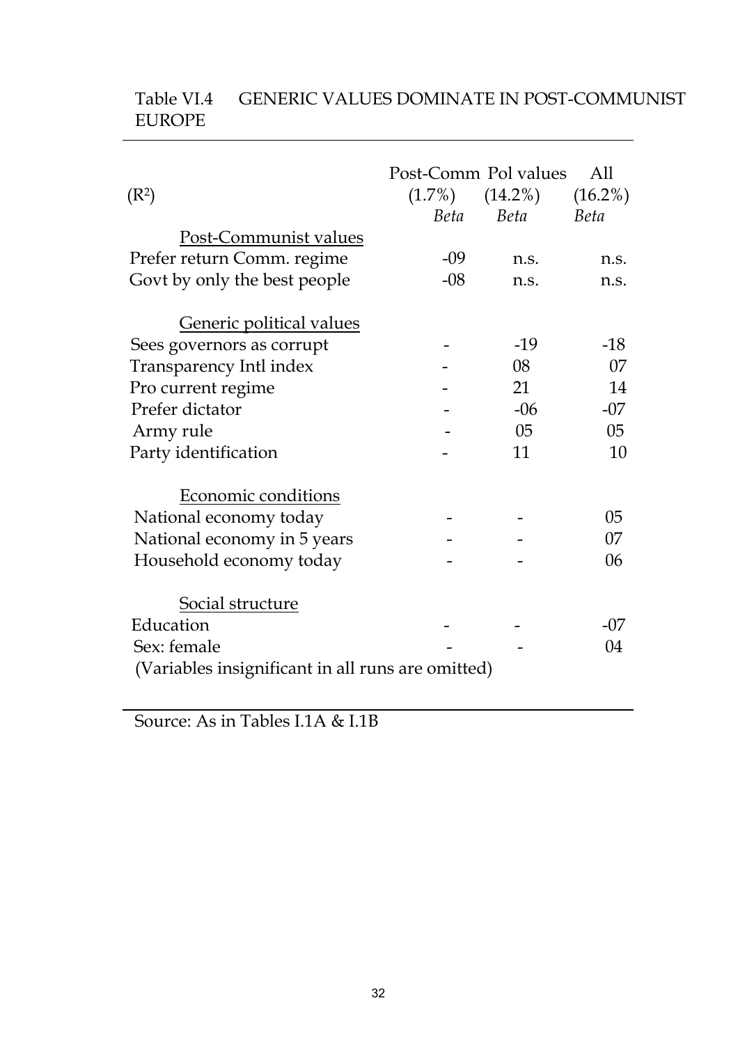Table VI.4 GENERIC VALUES DOMINATE IN POST-COMMUNIST EUROPE

| ($R^2$) | Post-Comm (1.7%) *Beta* | Pol values (14.2%) *Beta* | All (16.2%) *Beta* |
|---|---|---|---|
| <u>Post-Communist values</u> | | | |
| Prefer return Comm. regime | -09 | n.s. | n.s. |
| Govt by only the best people | -08 | n.s. | n.s. |
| <u>Generic political values</u> | | | |
| Sees governors as corrupt | - | -19 | -18 |
| Transparency Intl index | - | 08 | 07 |
| Pro current regime | - | 21 | 14 |
| Prefer dictator | - | -06 | -07 |
| Army rule | - | 05 | 05 |
| Party identification | - | 11 | 10 |
| <u>Economic conditions</u> | | | |
| National economy today | - | - | 05 |
| National economy in 5 years | - | - | 07 |
| Household economy today | - | - | 06 |
| <u>Social structure</u> | | | |
| Education | - | - | -07 |
| Sex: female | - | - | 04 |

(Variables insignificant in all runs are omitted)

Source: As in Tables I.1A & I.1B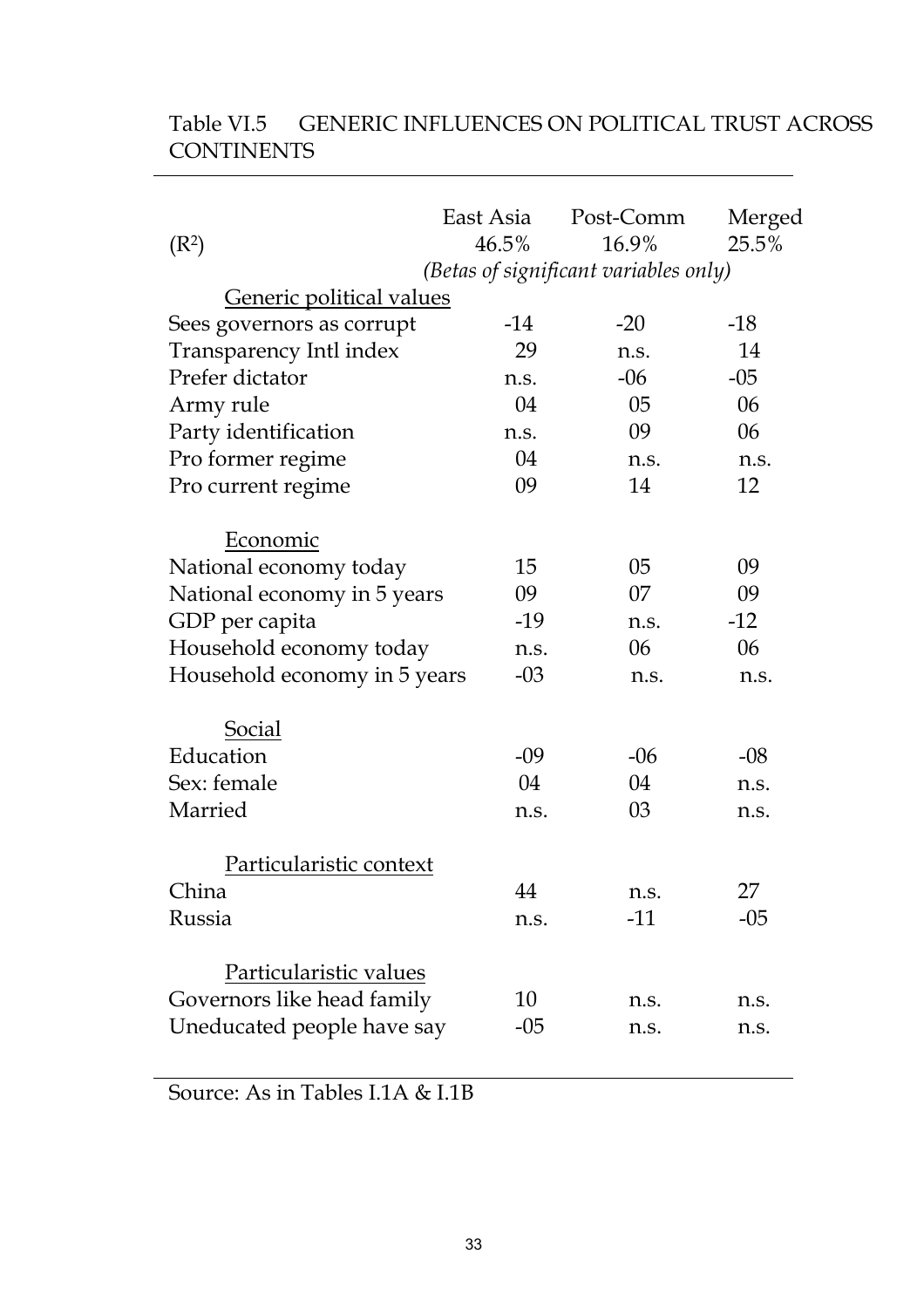Table VI.5 GENERIC INFLUENCES ON POLITICAL TRUST ACROSS CONTINENTS

| | East Asia | Post-Comm | Merged |
|---|---|---|---|
| ($R^2$) | 46.5% | 16.9% | 25.5% |
| | *(Betas of significant variables only)* | | |
| <u>Generic political values</u> | | | |
| Sees governors as corrupt | -14 | -20 | -18 |
| Transparency Intl index | 29 | n.s. | 14 |
| Prefer dictator | n.s. | -06 | -05 |
| Army rule | 04 | 05 | 06 |
| Party identification | n.s. | 09 | 06 |
| Pro former regime | 04 | n.s. | n.s. |
| Pro current regime | 09 | 14 | 12 |
| <u>Economic</u> | | | |
| National economy today | 15 | 05 | 09 |
| National economy in 5 years | 09 | 07 | 09 |
| GDP per capita | -19 | n.s. | -12 |
| Household economy today | n.s. | 06 | 06 |
| Household economy in 5 years | -03 | n.s. | n.s. |
| <u>Social</u> | | | |
| Education | -09 | -06 | -08 |
| Sex: female | 04 | 04 | n.s. |
| Married | n.s. | 03 | n.s. |
| <u>Particularistic context</u> | | | |
| China | 44 | n.s. | 27 |
| Russia | n.s. | -11 | -05 |
| <u>Particularistic values</u> | | | |
| Governors like head family | 10 | n.s. | n.s. |
| Uneducated people have say | -05 | n.s. | n.s. |

Source: As in Tables I.1A & I.1B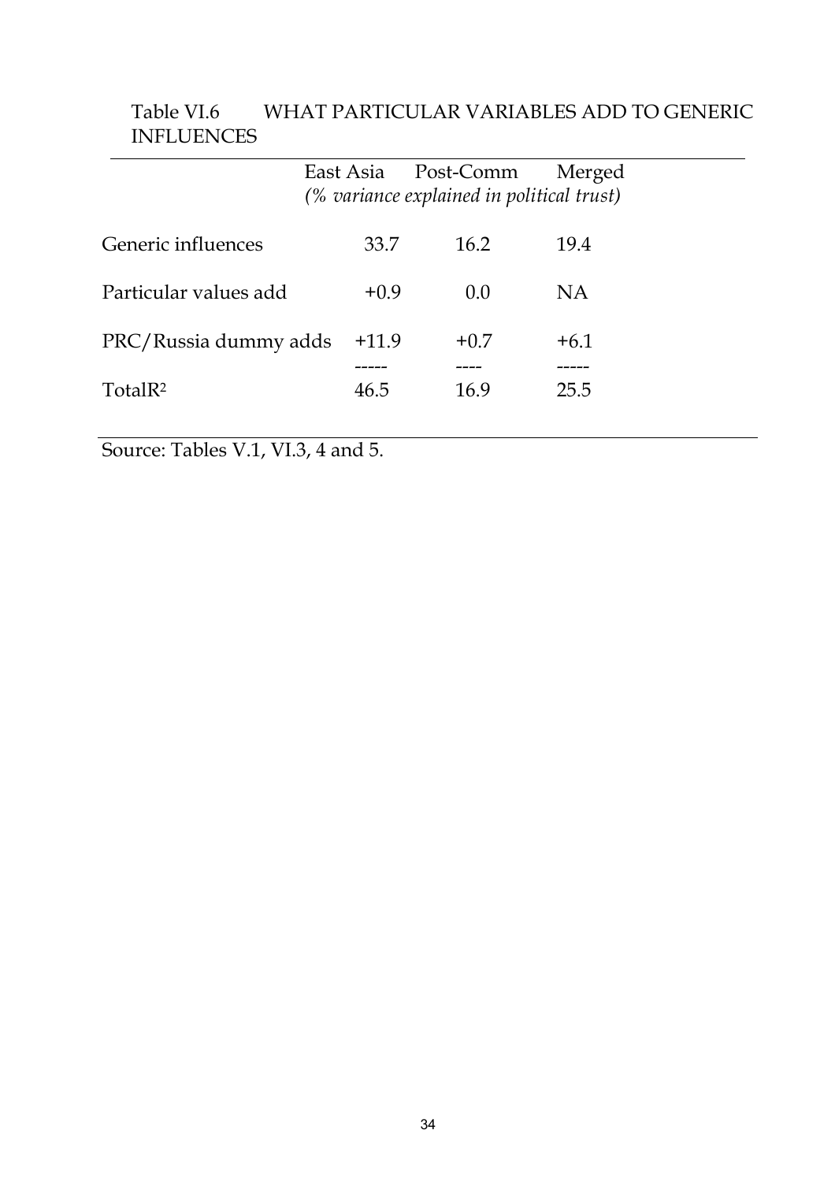Table VI.6 WHAT PARTICULAR VARIABLES ADD TO GENERIC INFLUENCES

| | East Asia | Post-Comm | Merged |
|---|---|---|---|
| | *(% variance explained in political trust)* | | |
| Generic influences | 33.7 | 16.2 | 19.4 |
| Particular values add | +0.9 | 0.0 | NA |
| PRC/Russia dummy adds | +11.9 | +0.7 | +6.1 |
| Total$R^2$ | 46.5 | 16.9 | 25.5 |

Source: Tables V.1, VI.3, 4 and 5.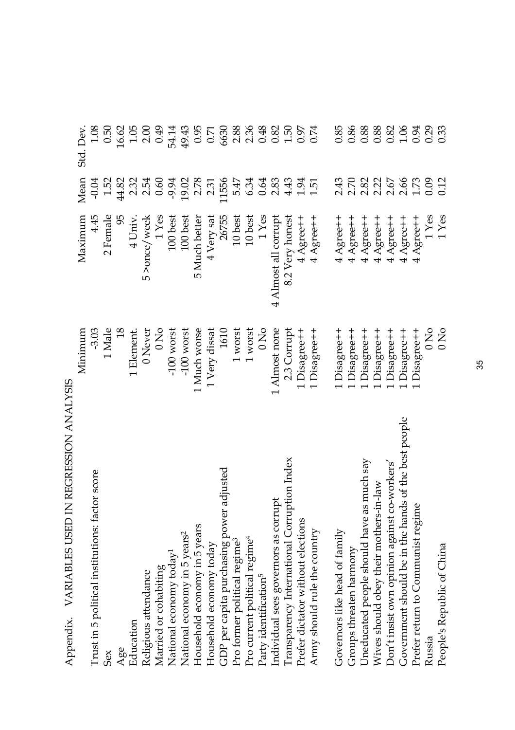Appendix. VARIABLES USED IN REGRESSION ANALYSIS

| | Minimum | Maximum | Mean | Std. Dev. |
|---|---|---|---|---|
| Trust in 5 political institutions: factor score | -3.03 | 4.45 | -0.04 | 1.08 |
| Sex | 1 Male | 2 Female | 1.52 | 0.50 |
| Age | 18 | 95 | 44.82 | 16.62 |
| Education | 1 Element. | 4 Univ. | 2.32 | 1.05 |
| Religious attendance | 0 Never | 5 >once/week | 2.54 | 2.00 |
| Married or cohabiting | 0 No | 1 Yes | 0.60 | 0.49 |
| National economy today[1] | -100 worst | 100 best | -9.94 | 54.14 |
| National economy in 5 years[2] | -100 worst | 100 best | 19.02 | 49.43 |
| Household economy in 5 years | 1 Much worse | 5 Much better | 2.78 | 0.95 |
| Household economy today | 1 Very dissat | 4 Very sat | 2.31 | 0.71 |
| GDP per capita purchasing power adjusted | 1610 | 26755 | 11556 | 6630 |
| Pro former political regime[3] | 1 worst | 10 best | 5.47 | 2.88 |
| Pro current political regime[4] | 1 worst | 10 best | 6.34 | 2.36 |
| Party identification[5] | 0 No | 1 Yes | 0.64 | 0.48 |
| Individual sees governors as corrupt | 1 Almost none | 4 Almost all corrupt | 2.83 | 0.82 |
| Transparency International Corruption Index | 2.3 Corrupt | 8.2 Very honest | 4.43 | 1.50 |
| Prefer dictator without elections | 1 Disagree++ | 4 Agree++ | 1.94 | 0.97 |
| Army should rule the country | 1 Disagree++ | 4 Agree++ | 1.51 | 0.74 |
| | | | | |
| Governors like head of family | 1 Disagree++ | 4 Agree++ | 2.43 | 0.85 |
| Groups threaten harmony | 1 Disagree++ | 4 Agree++ | 2.70 | 0.86 |
| Uneducated people should have as much say | 1 Disagree++ | 4 Agree++ | 2.82 | 0.88 |
| Wives should obey their mothers-in-law | 1 Disagree++ | 4 Agree++ | 2.22 | 0.88 |
| Don't insist own opinion against co-workers' | 1 Disagree++ | 4 Agree++ | 2.67 | 0.82 |
| Government should be in the hands of the best people | 1 Disagree++ | 4 Agree++ | 2.66 | 1.06 |
| Prefer return to Communist regime | 1 Disagree++ | 4 Agree++ | 1.73 | 0.94 |
| Russia | 0 No | 1 Yes | 0.09 | 0.29 |
| People's Republic of China | 0 No | 1 Yes | 0.12 | 0.33 |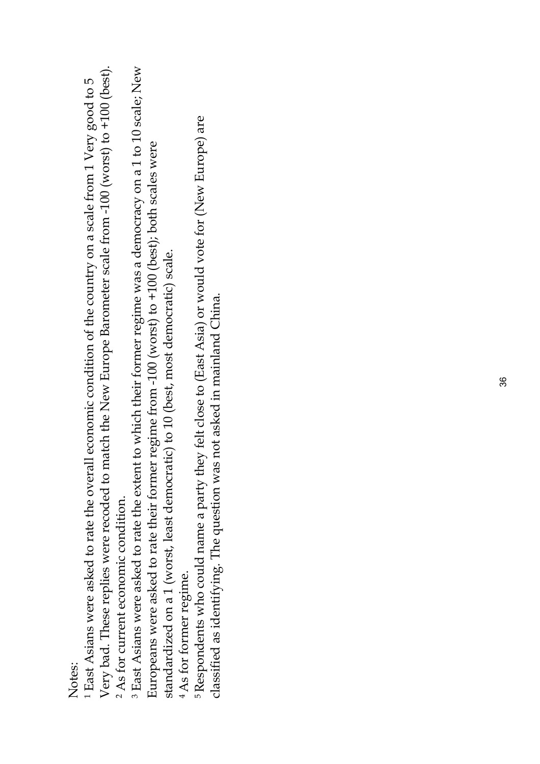Notes:

[1] East Asians were asked to rate the overall economic condition of the country on a scale from 1 Very good to 5 Very bad. These replies were recoded to match the New Europe Barometer scale from -100 (worst) to +100 (best).

[2] As for current economic condition.

[3] East Asians were asked to rate the extent to which their former regime was a democracy on a 1 to 10 scale; New Europeans were asked to rate their former regime from -100 (worst) to +100 (best); both scales were standardized on a 1 (worst, least democratic) to 10 (best, most democratic) scale.

[4] As for former regime.

[5] Respondents who could name a party they felt close to (East Asia) or would vote for (New Europe) are classified as identifying. The question was not asked in mainland China.